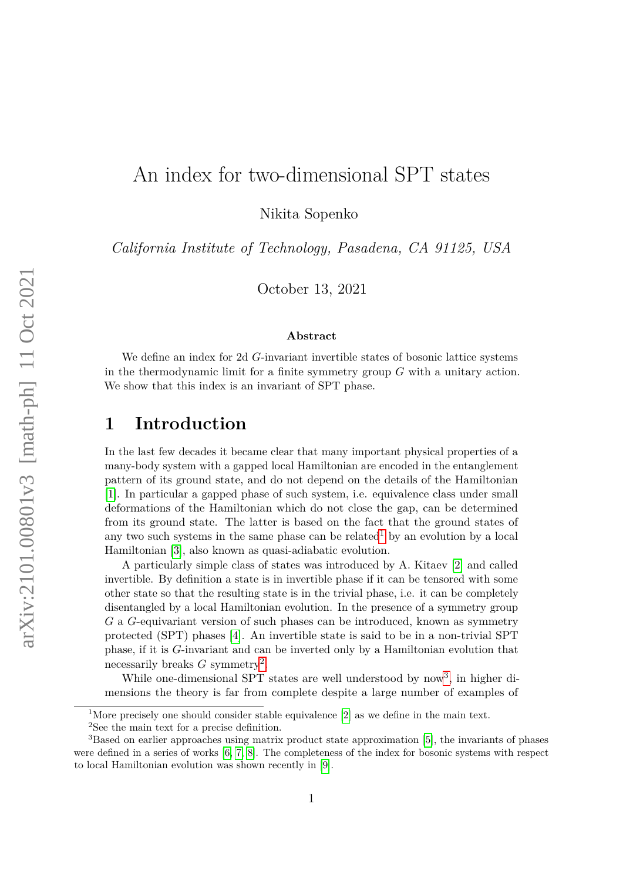# An index for two-dimensional SPT states

Nikita Sopenko

*California Institute of Technology, Pasadena, CA 91125, USA*

October 13, 2021

**Abstract**

We define an index for 2d $G$-invariant invertible states of bosonic lattice systems in the thermodynamic limit for a finite symmetry group $G$ with a unitary action. We show that this index is an invariant of SPT phase.

## 1 Introduction

In the last few decades it became clear that many important physical properties of a many-body system with a gapped local Hamiltonian are encoded in the entanglement pattern of its ground state, and do not depend on the details of the Hamiltonian [1]. In particular a gapped phase of such system, i.e. equivalence class under small deformations of the Hamiltonian which do not close the gap, can be determined from its ground state. The latter is based on the fact that the ground states of any two such systems in the same phase can be related[1] by an evolution by a local Hamiltonian [3], also known as quasi-adiabatic evolution.

A particularly simple class of states was introduced by A. Kitaev [2] and called invertible. By definition a state is in invertible phase if it can be tensored with some other state so that the resulting state is in the trivial phase, i.e. it can be completely disentangled by a local Hamiltonian evolution. In the presence of a symmetry group $G$ a $G$-equivariant version of such phases can be introduced, known as symmetry protected (SPT) phases [4]. An invertible state is said to be in a non-trivial SPT phase, if it is $G$-invariant and can be inverted only by a Hamiltonian evolution that necessarily breaks $G$ symmetry[2].

While one-dimensional SPT states are well understood by now[3], in higher dimensions the theory is far from complete despite a large number of examples of

---

[1] More precisely one should consider stable equivalence [2] as we define in the main text.

[2] See the main text for a precise definition.

[3] Based on earlier approaches using matrix product state approximation [5], the invariants of phases were defined in a series of works [6, 7, 8]. The completeness of the index for bosonic systems with respect to local Hamiltonian evolution was shown recently in [9].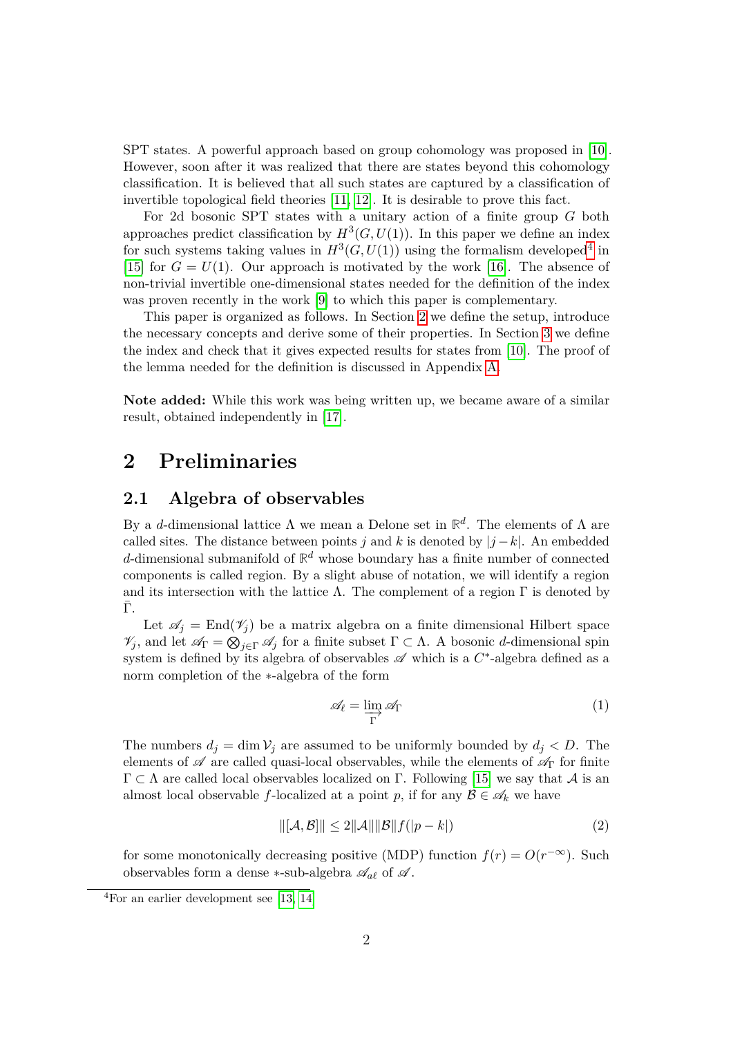SPT states. A powerful approach based on group cohomology was proposed in [10]. However, soon after it was realized that there are states beyond this cohomology classification. It is believed that all such states are captured by a classification of invertible topological field theories [11, 12]. It is desirable to prove this fact.

For 2d bosonic SPT states with a unitary action of a finite group $G$ both approaches predict classification by $H^3(G, U(1))$. In this paper we define an index for such systems taking values in $H^3(G, U(1))$ using the formalism developed[4] in [15] for $G = U(1)$. Our approach is motivated by the work [16]. The absence of non-trivial invertible one-dimensional states needed for the definition of the index was proven recently in the work [9] to which this paper is complementary.

This paper is organized as follows. In Section 2 we define the setup, introduce the necessary concepts and derive some of their properties. In Section 3 we define the index and check that it gives expected results for states from [10]. The proof of the lemma needed for the definition is discussed in Appendix A.

**Note added:** While this work was being written up, we became aware of a similar result, obtained independently in [17].

# 2 Preliminaries

## 2.1 Algebra of observables

By a $d$-dimensional lattice $\Lambda$ we mean a Delone set in $\mathbb{R}^d$. The elements of $\Lambda$ are called sites. The distance between points $j$ and $k$ is denoted by $|j-k|$. An embedded $d$-dimensional submanifold of $\mathbb{R}^d$ whose boundary has a finite number of connected components is called region. By a slight abuse of notation, we will identify a region and its intersection with the lattice $\Lambda$. The complement of a region $\Gamma$ is denoted by $\bar{\Gamma}$.

Let $\mathscr{A}_j = \mathrm{End}(\mathscr{V}_j)$ be a matrix algebra on a finite dimensional Hilbert space $\mathscr{V}_j$, and let $\mathscr{A}_\Gamma = \bigotimes_{j\in\Gamma} \mathscr{A}_j$ for a finite subset $\Gamma \subset \Lambda$. A bosonic $d$-dimensional spin system is defined by its algebra of observables $\mathscr{A}$ which is a $C^*$-algebra defined as a norm completion of the $*$-algebra of the form

$$\mathscr{A}_\ell = \varinjlim_{\Gamma} \mathscr{A}_\Gamma \tag{1}$$

The numbers $d_j = \dim \mathcal{V}_j$ are assumed to be uniformly bounded by $d_j < D$. The elements of $\mathscr{A}$ are called quasi-local observables, while the elements of $\mathscr{A}_\Gamma$ for finite $\Gamma \subset \Lambda$ are called local observables localized on $\Gamma$. Following [15] we say that $\mathcal{A}$ is an almost local observable $f$-localized at a point $p$, if for any $\mathcal{B} \in \mathscr{A}_k$ we have

$$\|[\mathcal{A}, \mathcal{B}]\| \leq 2\|\mathcal{A}\|\|\mathcal{B}\| f(|p-k|) \tag{2}$$

for some monotonically decreasing positive (MDP) function $f(r) = O(r^{-\infty})$. Such observables form a dense $*$-sub-algebra $\mathscr{A}_{a\ell}$ of $\mathscr{A}$.

[4] For an earlier development see [13, 14]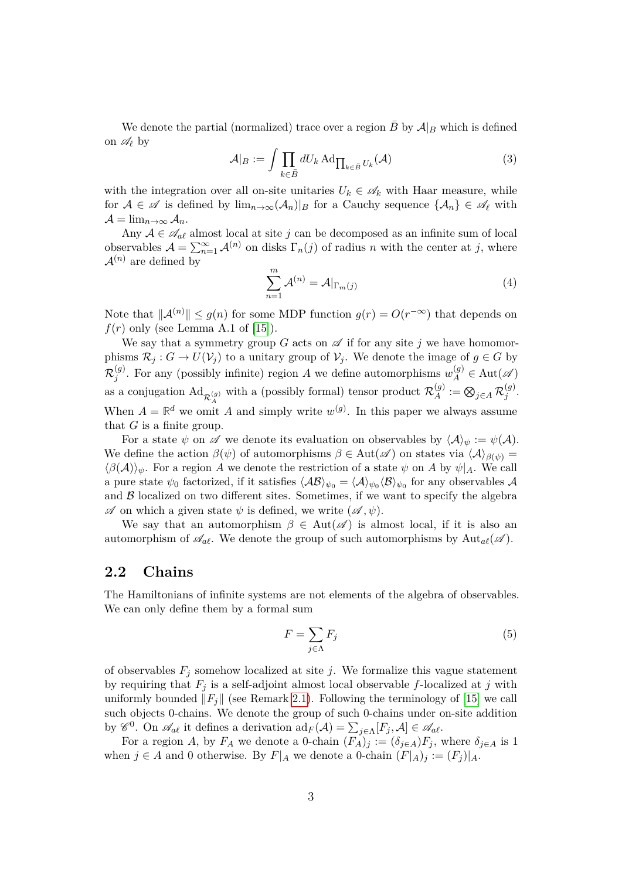We denote the partial (normalized) trace over a region $\bar{B}$ by $\mathcal{A}|_B$ which is defined on $\mathscr{A}_\ell$ by

$$\mathcal{A}|_B := \int \prod_{k\in\bar{B}} dU_k \, \mathrm{Ad}_{\prod_{k\in\bar{B}} U_k}(\mathcal{A}) \tag{3}$$

with the integration over all on-site unitaries $U_k \in \mathscr{A}_k$ with Haar measure, while for $\mathcal{A} \in \mathscr{A}$ is defined by $\lim_{n\to\infty}(\mathcal{A}_n)|_B$ for a Cauchy sequence $\{\mathcal{A}_n\} \in \mathscr{A}_\ell$ with $\mathcal{A} = \lim_{n\to\infty} \mathcal{A}_n$.

Any $\mathcal{A} \in \mathscr{A}_{a\ell}$ almost local at site $j$ can be decomposed as an infinite sum of local observables $\mathcal{A} = \sum_{n=1}^{\infty} \mathcal{A}^{(n)}$ on disks $\Gamma_n(j)$ of radius $n$ with the center at $j$, where $\mathcal{A}^{(n)}$ are defined by

$$\sum_{n=1}^{m} \mathcal{A}^{(n)} = \mathcal{A}|_{\Gamma_m(j)} \tag{4}$$

Note that $\|\mathcal{A}^{(n)}\| \leq g(n)$ for some MDP function $g(r) = O(r^{-\infty})$ that depends on $f(r)$ only (see Lemma A.1 of [15]).

We say that a symmetry group $G$ acts on $\mathscr{A}$ if for any site $j$ we have homomorphisms $\mathcal{R}_j : G \to U(\mathcal{V}_j)$ to a unitary group of $\mathcal{V}_j$. We denote the image of $g \in G$ by $\mathcal{R}_j^{(g)}$. For any (possibly infinite) region $A$ we define automorphisms $w_A^{(g)} \in \mathrm{Aut}(\mathscr{A})$ as a conjugation $\mathrm{Ad}_{\mathcal{R}_A^{(g)}}$ with a (possibly formal) tensor product $\mathcal{R}_A^{(g)} := \bigotimes_{j\in A} \mathcal{R}_j^{(g)}$. When $A = \mathbb{R}^d$ we omit $A$ and simply write $w^{(g)}$. In this paper we always assume that $G$ is a finite group.

For a state $\psi$ on $\mathscr{A}$ we denote its evaluation on observables by $\langle \mathcal{A} \rangle_\psi := \psi(\mathcal{A})$. We define the action $\beta(\psi)$ of automorphisms $\beta \in \mathrm{Aut}(\mathscr{A})$ on states via $\langle \mathcal{A} \rangle_{\beta(\psi)} = \langle \beta(\mathcal{A}) \rangle_\psi$. For a region $A$ we denote the restriction of a state $\psi$ on $A$ by $\psi|_A$. We call a pure state $\psi_0$ factorized, if it satisfies $\langle \mathcal{A}\mathcal{B} \rangle_{\psi_0} = \langle \mathcal{A} \rangle_{\psi_0} \langle \mathcal{B} \rangle_{\psi_0}$ for any observables $\mathcal{A}$ and $\mathcal{B}$ localized on two different sites. Sometimes, if we want to specify the algebra $\mathscr{A}$ on which a given state $\psi$ is defined, we write $(\mathscr{A}, \psi)$.

We say that an automorphism $\beta \in \mathrm{Aut}(\mathscr{A})$ is almost local, if it is also an automorphism of $\mathscr{A}_{a\ell}$. We denote the group of such automorphisms by $\mathrm{Aut}_{a\ell}(\mathscr{A})$.

## 2.2 Chains

The Hamiltonians of infinite systems are not elements of the algebra of observables. We can only define them by a formal sum

$$F = \sum_{j\in\Lambda} F_j \tag{5}$$

of observables $F_j$ somehow localized at site $j$. We formalize this vague statement by requiring that $F_j$ is a self-adjoint almost local observable $f$-localized at $j$ with uniformly bounded $\|F_j\|$ (see Remark 2.1). Following the terminology of [15] we call such objects 0-chains. We denote the group of such 0-chains under on-site addition by $\mathscr{C}^0$. On $\mathscr{A}_{a\ell}$ it defines a derivation $\mathrm{ad}_F(\mathcal{A}) = \sum_{j\in\Lambda} [F_j, \mathcal{A}] \in \mathscr{A}_{a\ell}$.

For a region $A$, by $F_A$ we denote a 0-chain $(F_A)_j := (\delta_{j\in A}) F_j$, where $\delta_{j\in A}$ is 1 when $j \in A$ and 0 otherwise. By $F|_A$ we denote a 0-chain $(F|_A)_j := (F_j)|_A$.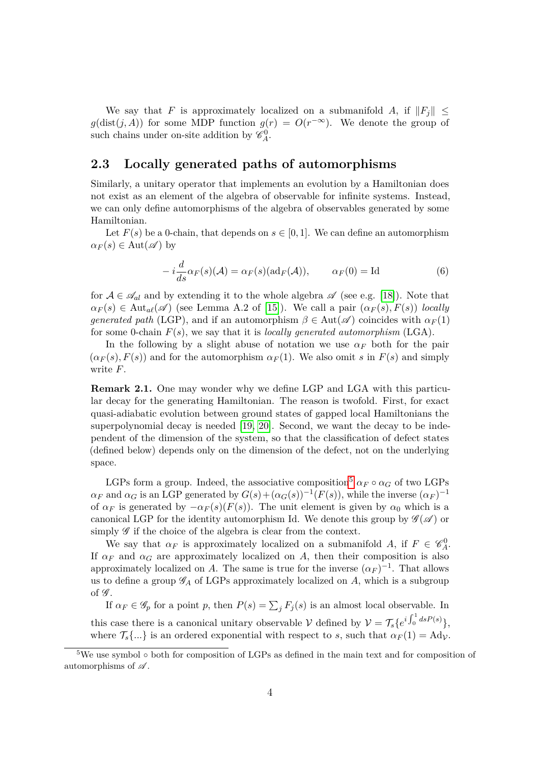We say that $F$ is approximately localized on a submanifold $A$, if $\|F_j\| \leq g(\mathrm{dist}(j, A))$ for some MDP function $g(r) = O(r^{-\infty})$. We denote the group of such chains under on-site addition by $\mathscr{C}^0_A$.

### 2.3 Locally generated paths of automorphisms

Similarly, a unitary operator that implements an evolution by a Hamiltonian does not exist as an element of the algebra of observable for infinite systems. Instead, we can only define automorphisms of the algebra of observables generated by some Hamiltonian.

Let $F(s)$ be a 0-chain, that depends on $s \in [0, 1]$. We can define an automorphism $\alpha_F(s) \in \mathrm{Aut}(\mathscr{A})$ by

$$- i \frac{d}{ds} \alpha_F(s)(\mathcal{A}) = \alpha_F(s)(\mathrm{ad}_F(\mathcal{A})), \qquad \alpha_F(0) = \mathrm{Id} \tag{6}$$

for $\mathcal{A} \in \mathscr{A}_{al}$ and by extending it to the whole algebra $\mathscr{A}$ (see e.g. [18]). Note that $\alpha_F(s) \in \mathrm{Aut}_{a\ell}(\mathscr{A})$ (see Lemma A.2 of [15]). We call a pair $(\alpha_F(s), F(s))$ *locally generated path* (LGP), and if an automorphism $\beta \in \mathrm{Aut}(\mathscr{A})$ coincides with $\alpha_F(1)$ for some 0-chain $F(s)$, we say that it is *locally generated automorphism* (LGA).

In the following by a slight abuse of notation we use $\alpha_F$ both for the pair $(\alpha_F(s), F(s))$ and for the automorphism $\alpha_F(1)$. We also omit $s$ in $F(s)$ and simply write $F$.

**Remark 2.1.** One may wonder why we define LGP and LGA with this particular decay for the generating Hamiltonian. The reason is twofold. First, for exact quasi-adiabatic evolution between ground states of gapped local Hamiltonians the superpolynomial decay is needed [19, 20]. Second, we want the decay to be independent of the dimension of the system, so that the classification of defect states (defined below) depends only on the dimension of the defect, not on the underlying space.

LGPs form a group. Indeed, the associative composition[5] $\alpha_F \circ \alpha_G$ of two LGPs $\alpha_F$ and $\alpha_G$ is an LGP generated by $G(s) + (\alpha_G(s))^{-1}(F(s))$, while the inverse $(\alpha_F)^{-1}$ of $\alpha_F$ is generated by $-\alpha_F(s)(F(s))$. The unit element is given by $\alpha_0$ which is a canonical LGP for the identity automorphism Id. We denote this group by $\mathscr{G}(\mathscr{A})$ or simply $\mathscr{G}$ if the choice of the algebra is clear from the context.

We say that $\alpha_F$ is approximately localized on a submanifold $A$, if $F \in \mathscr{C}^0_A$. If $\alpha_F$ and $\alpha_G$ are approximately localized on $A$, then their composition is also approximately localized on $A$. The same is true for the inverse $(\alpha_F)^{-1}$. That allows us to define a group $\mathscr{G}_A$ of LGPs approximately localized on $A$, which is a subgroup of $\mathscr{G}$.

If $\alpha_F \in \mathscr{G}_p$ for a point $p$, then $P(s) = \sum_j F_j(s)$ is an almost local observable. In this case there is a canonical unitary observable $\mathcal{V}$ defined by $\mathcal{V} = \mathcal{T}_s\{e^{i\int_0^1 ds P(s)}\}$, where $\mathcal{T}_s\{...\}$ is an ordered exponential with respect to $s$, such that $\alpha_F(1) = \mathrm{Ad}_{\mathcal{V}}$.

[5] We use symbol $\circ$ both for composition of LGPs as defined in the main text and for composition of automorphisms of $\mathscr{A}$.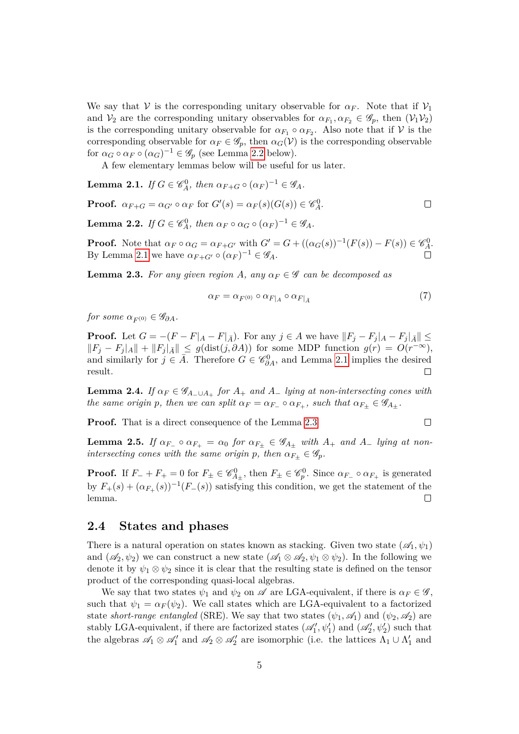We say that $\mathcal{V}$ is the corresponding unitary observable for $\alpha_F$. Note that if $\mathcal{V}_1$ and $\mathcal{V}_2$ are the corresponding unitary observables for $\alpha_{F_1}, \alpha_{F_2} \in \mathscr{G}_p$, then $(\mathcal{V}_1\mathcal{V}_2)$ is the corresponding unitary observable for $\alpha_{F_1} \circ \alpha_{F_2}$. Also note that if $\mathcal{V}$ is the corresponding observable for $\alpha_F \in \mathscr{G}_p$, then $\alpha_G(\mathcal{V})$ is the corresponding observable for $\alpha_G \circ \alpha_F \circ (\alpha_G)^{-1} \in \mathscr{G}_p$ (see Lemma 2.2 below).

A few elementary lemmas below will be useful for us later.

**Lemma 2.1.** *If $G \in \mathscr{C}^0_A$, then $\alpha_{F+G} \circ (\alpha_F)^{-1} \in \mathscr{G}_A$.*

**Proof.** $\alpha_{F+G} = \alpha_{G'} \circ \alpha_F$ for $G'(s) = \alpha_F(s)(G(s)) \in \mathscr{C}^0_A$. □

**Lemma 2.2.** *If $G \in \mathscr{C}^0_A$, then $\alpha_F \circ \alpha_G \circ (\alpha_F)^{-1} \in \mathscr{G}_A$.*

**Proof.** Note that $\alpha_F \circ \alpha_G = \alpha_{F+G'}$ with $G' = G + ((\alpha_G(s))^{-1}(F(s)) - F(s)) \in \mathscr{C}^0_A$. By Lemma 2.1 we have $\alpha_{F+G'} \circ (\alpha_F)^{-1} \in \mathscr{G}_A$. □

**Lemma 2.3.** *For any given region $A$, any $\alpha_F \in \mathscr{G}$ can be decomposed as*

$$\alpha_F = \alpha_{F^{(0)}} \circ \alpha_{F|_A} \circ \alpha_{F|_{\bar{A}}} \tag{7}$$

*for some $\alpha_{F^{(0)}} \in \mathscr{G}_{\partial A}$.*

**Proof.** Let $G = -(F - F|_A - F|_{\bar{A}})$. For any $j \in A$ we have $\|F_j - F_j|_A - F_j|_{\bar{A}}\| \leq \|F_j - F_j|_A\| + \|F_j|_{\bar{A}}\| \leq g(\mathrm{dist}(j, \partial A))$ for some MDP function $g(r) = O(r^{-\infty})$, and similarly for $j \in \bar{A}$. Therefore $G \in \mathscr{C}^0_{\partial A}$, and Lemma 2.1 implies the desired result. □

**Lemma 2.4.** *If $\alpha_F \in \mathscr{G}_{A_- \cup A_+}$ for $A_+$ and $A_-$ lying at non-intersecting cones with the same origin $p$, then we can split $\alpha_F = \alpha_{F_-} \circ \alpha_{F_+}$, such that $\alpha_{F_\pm} \in \mathscr{G}_{A_\pm}$.*

**Proof.** That is a direct consequence of the Lemma 2.3 □

**Lemma 2.5.** *If $\alpha_{F_-} \circ \alpha_{F_+} = \alpha_0$ for $\alpha_{F_\pm} \in \mathscr{G}_{A_\pm}$ with $A_+$ and $A_-$ lying at non-intersecting cones with the same origin $p$, then $\alpha_{F_\pm} \in \mathscr{G}_p$.*

**Proof.** If $F_- + F_+ = 0$ for $F_\pm \in \mathscr{C}^0_{A_\pm}$, then $F_\pm \in \mathscr{C}^0_p$. Since $\alpha_{F_-} \circ \alpha_{F_+}$ is generated by $F_+(s) + (\alpha_{F_+}(s))^{-1}(F_-(s))$ satisfying this condition, we get the statement of the lemma. □

## 2.4 States and phases

There is a natural operation on states known as stacking. Given two state $(\mathscr{A}_1, \psi_1)$ and $(\mathscr{A}_2, \psi_2)$ we can construct a new state $(\mathscr{A}_1 \otimes \mathscr{A}_2, \psi_1 \otimes \psi_2)$. In the following we denote it by $\psi_1 \otimes \psi_2$ since it is clear that the resulting state is defined on the tensor product of the corresponding quasi-local algebras.

We say that two states $\psi_1$ and $\psi_2$ on $\mathscr{A}$ are LGA-equivalent, if there is $\alpha_F \in \mathscr{G}$, such that $\psi_1 = \alpha_F(\psi_2)$. We call states which are LGA-equivalent to a factorized state *short-range entangled* (SRE). We say that two states $(\psi_1, \mathscr{A}_1)$ and $(\psi_2, \mathscr{A}_2)$ are stably LGA-equivalent, if there are factorized states $(\mathscr{A}'_1, \psi'_1)$ and $(\mathscr{A}'_2, \psi'_2)$ such that the algebras $\mathscr{A}_1 \otimes \mathscr{A}'_1$ and $\mathscr{A}_2 \otimes \mathscr{A}'_2$ are isomorphic (i.e. the lattices $\Lambda_1 \cup \Lambda'_1$ and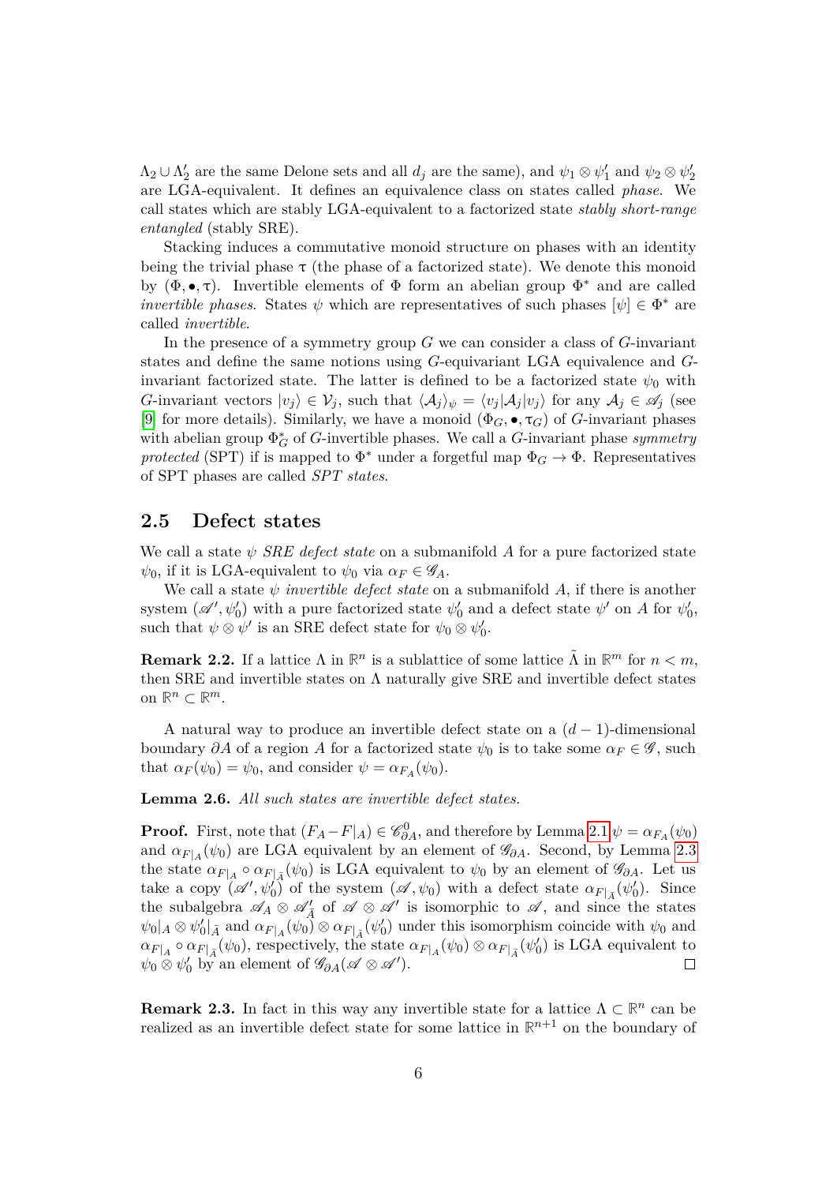$\Lambda_2 \cup \Lambda_2'$ are the same Delone sets and all $d_j$ are the same), and $\psi_1 \otimes \psi_1'$ and $\psi_2 \otimes \psi_2'$ are LGA-equivalent. It defines an equivalence class on states called *phase*. We call states which are stably LGA-equivalent to a factorized state *stably short-range entangled* (stably SRE).

Stacking induces a commutative monoid structure on phases with an identity being the trivial phase $\tau$ (the phase of a factorized state). We denote this monoid by $(\Phi, \bullet, \tau)$. Invertible elements of $\Phi$ form an abelian group $\Phi^*$ and are called *invertible phases*. States $\psi$ which are representatives of such phases $[\psi] \in \Phi^*$ are called *invertible*.

In the presence of a symmetry group $G$ we can consider a class of $G$-invariant states and define the same notions using $G$-equivariant LGA equivalence and $G$-invariant factorized state. The latter is defined to be a factorized state $\psi_0$ with $G$-invariant vectors $|v_j\rangle \in \mathcal{V}_j$, such that $\langle \mathcal{A}_j \rangle_\psi = \langle v_j | \mathcal{A}_j | v_j \rangle$ for any $\mathcal{A}_j \in \mathscr{A}_j$ (see [9] for more details). Similarly, we have a monoid $(\Phi_G, \bullet, \tau_G)$ of $G$-invariant phases with abelian group $\Phi_G^*$ of $G$-invertible phases. We call a $G$-invariant phase *symmetry protected* (SPT) if is mapped to $\Phi^*$ under a forgetful map $\Phi_G \to \Phi$. Representatives of SPT phases are called *SPT states*.

## 2.5 Defect states

We call a state $\psi$ *SRE defect state* on a submanifold $A$ for a pure factorized state $\psi_0$, if it is LGA-equivalent to $\psi_0$ via $\alpha_F \in \mathscr{G}_A$.

We call a state $\psi$ *invertible defect state* on a submanifold $A$, if there is another system $(\mathscr{A}', \psi_0')$ with a pure factorized state $\psi_0'$ and a defect state $\psi'$ on $A$ for $\psi_0'$, such that $\psi \otimes \psi'$ is an SRE defect state for $\psi_0 \otimes \psi_0'$.

**Remark 2.2.** If a lattice $\Lambda$ in $\mathbb{R}^n$ is a sublattice of some lattice $\tilde{\Lambda}$ in $\mathbb{R}^m$ for $n < m$, then SRE and invertible states on $\Lambda$ naturally give SRE and invertible defect states on $\mathbb{R}^n \subset \mathbb{R}^m$.

A natural way to produce an invertible defect state on a $(d-1)$-dimensional boundary $\partial A$ of a region $A$ for a factorized state $\psi_0$ is to take some $\alpha_F \in \mathscr{G}$, such that $\alpha_F(\psi_0) = \psi_0$, and consider $\psi = \alpha_{F_A}(\psi_0)$.

**Lemma 2.6.** *All such states are invertible defect states.*

**Proof.** First, note that $(F_A - F|_A) \in \mathscr{C}^0_{\partial A}$, and therefore by Lemma 2.1 $\psi = \alpha_{F_A}(\psi_0)$ and $\alpha_{F|_A}(\psi_0)$ are LGA equivalent by an element of $\mathscr{G}_{\partial A}$. Second, by Lemma 2.3 the state $\alpha_{F|_A} \circ \alpha_{F|_{\bar{A}}}(\psi_0)$ is LGA equivalent to $\psi_0$ by an element of $\mathscr{G}_{\partial A}$. Let us take a copy $(\mathscr{A}', \psi_0')$ of the system $(\mathscr{A}, \psi_0)$ with a defect state $\alpha_{F|_{\bar{A}}}(\psi_0')$. Since the subalgebra $\mathscr{A}_A \otimes \mathscr{A}'_{\bar{A}}$ of $\mathscr{A} \otimes \mathscr{A}'$ is isomorphic to $\mathscr{A}$, and since the states $\psi_0|_A \otimes \psi_0'|_{\bar{A}}$ and $\alpha_{F|_A}(\psi_0) \otimes \alpha_{F|_{\bar{A}}}(\psi_0')$ under this isomorphism coincide with $\psi_0$ and $\alpha_{F|_A} \circ \alpha_{F|_{\bar{A}}}(\psi_0)$, respectively, the state $\alpha_{F|_A}(\psi_0) \otimes \alpha_{F|_{\bar{A}}}(\psi_0')$ is LGA equivalent to $\psi_0 \otimes \psi_0'$ by an element of $\mathscr{G}_{\partial A}(\mathscr{A} \otimes \mathscr{A}')$. $\square$

**Remark 2.3.** In fact in this way any invertible state for a lattice $\Lambda \subset \mathbb{R}^n$ can be realized as an invertible defect state for some lattice in $\mathbb{R}^{n+1}$ on the boundary of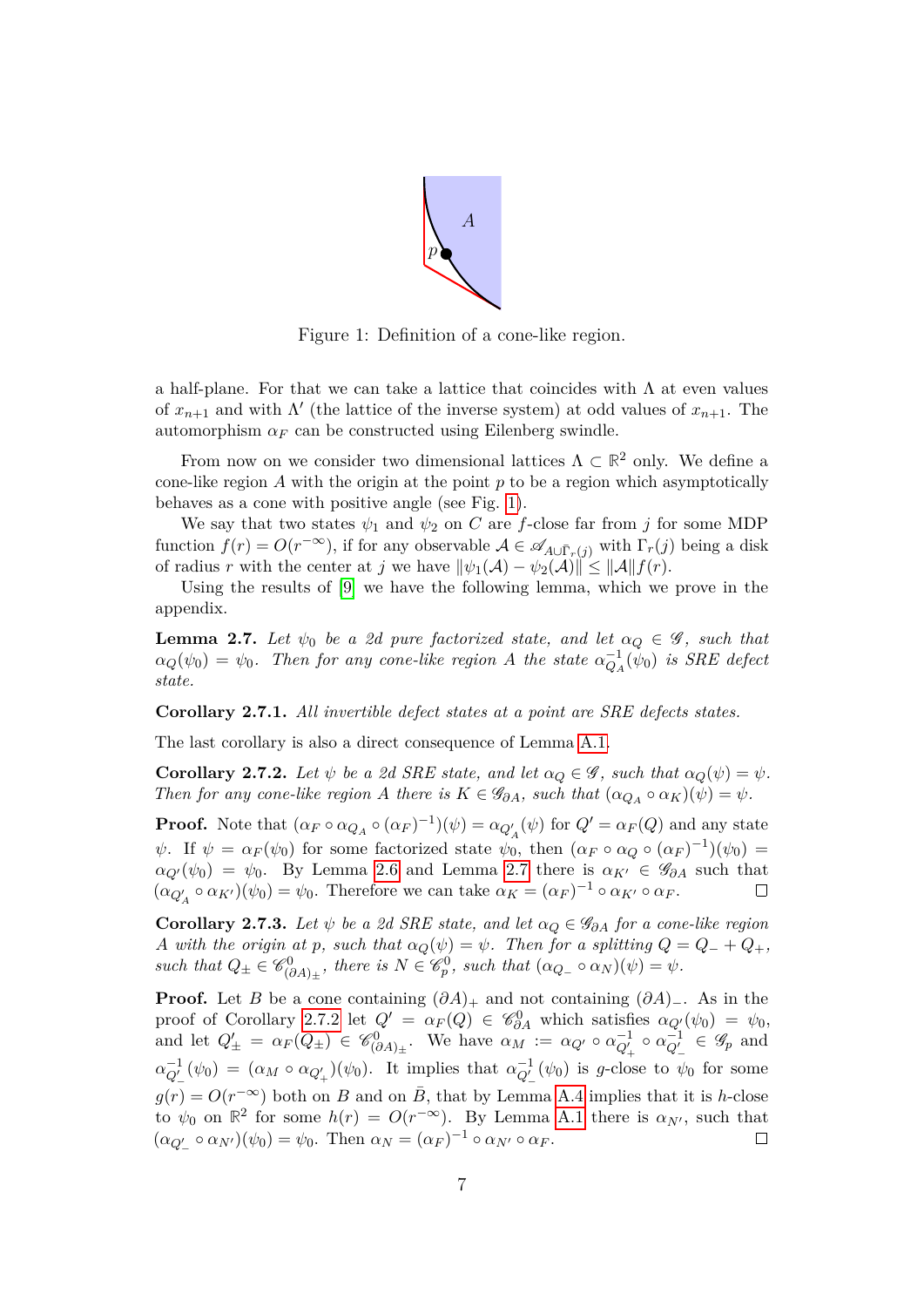Figure 1: Definition of a cone-like region.

a half-plane. For that we can take a lattice that coincides with $\Lambda$ at even values of $x_{n+1}$ and with $\Lambda'$ (the lattice of the inverse system) at odd values of $x_{n+1}$. The automorphism $\alpha_F$ can be constructed using Eilenberg swindle.

From now on we consider two dimensional lattices $\Lambda \subset \mathbb{R}^2$ only. We define a cone-like region $A$ with the origin at the point $p$ to be a region which asymptotically behaves as a cone with positive angle (see Fig. 1).

We say that two states $\psi_1$ and $\psi_2$ on $C$ are $f$-close far from $j$ for some MDP function $f(r) = O(r^{-\infty})$, if for any observable $\mathcal{A} \in \mathscr{A}_{A \cup \bar{\Gamma}_r(j)}$ with $\Gamma_r(j)$ being a disk of radius $r$ with the center at $j$ we have $\|\psi_1(\mathcal{A}) - \psi_2(\mathcal{A})\| \leq \|\mathcal{A}\| f(r)$.

Using the results of [9] we have the following lemma, which we prove in the appendix.

**Lemma 2.7.** *Let $\psi_0$ be a 2d pure factorized state, and let $\alpha_Q \in \mathscr{G}$, such that $\alpha_Q(\psi_0) = \psi_0$. Then for any cone-like region $A$ the state $\alpha^{-1}_{Q_A}(\psi_0)$ is SRE defect state.*

**Corollary 2.7.1.** *All invertible defect states at a point are SRE defects states.*

The last corollary is also a direct consequence of Lemma A.1.

**Corollary 2.7.2.** *Let $\psi$ be a 2d SRE state, and let $\alpha_Q \in \mathscr{G}$, such that $\alpha_Q(\psi) = \psi$. Then for any cone-like region $A$ there is $K \in \mathscr{G}_{\partial A}$, such that $(\alpha_{Q_A} \circ \alpha_K)(\psi) = \psi$.*

**Proof.** Note that $(\alpha_F \circ \alpha_{Q_A} \circ (\alpha_F)^{-1})(\psi) = \alpha_{Q'_A}(\psi)$ for $Q' = \alpha_F(Q)$ and any state $\psi$. If $\psi = \alpha_F(\psi_0)$ for some factorized state $\psi_0$, then $(\alpha_F \circ \alpha_Q \circ (\alpha_F)^{-1})(\psi_0) = \alpha_{Q'}(\psi_0) = \psi_0$. By Lemma 2.6 and Lemma 2.7 there is $\alpha_{K'} \in \mathscr{G}_{\partial A}$ such that $(\alpha_{Q'_A} \circ \alpha_{K'})(\psi_0) = \psi_0$. Therefore we can take $\alpha_K = (\alpha_F)^{-1} \circ \alpha_{K'} \circ \alpha_F$. $\square$

**Corollary 2.7.3.** *Let $\psi$ be a 2d SRE state, and let $\alpha_Q \in \mathscr{G}_{\partial A}$ for a cone-like region $A$ with the origin at $p$, such that $\alpha_Q(\psi) = \psi$. Then for a splitting $Q = Q_- + Q_+$, such that $Q_\pm \in \mathscr{C}^0_{(\partial A)_\pm}$, there is $N \in \mathscr{C}^0_p$, such that $(\alpha_{Q_-} \circ \alpha_N)(\psi) = \psi$.*

**Proof.** Let $B$ be a cone containing $(\partial A)_+$ and not containing $(\partial A)_-$. As in the proof of Corollary 2.7.2 let $Q' = \alpha_F(Q) \in \mathscr{C}^0_{\partial A}$ which satisfies $\alpha_{Q'}(\psi_0) = \psi_0$, and let $Q'_\pm = \alpha_F(Q_\pm) \in \mathscr{C}^0_{(\partial A)_\pm}$. We have $\alpha_M := \alpha_{Q'} \circ \alpha^{-1}_{Q'_+} \circ \alpha^{-1}_{Q'_-} \in \mathscr{G}_p$ and $\alpha^{-1}_{Q'_-}(\psi_0) = (\alpha_M \circ \alpha_{Q'_+})(\psi_0)$. It implies that $\alpha^{-1}_{Q'_-}(\psi_0)$ is $g$-close to $\psi_0$ for some $g(r) = O(r^{-\infty})$ both on $B$ and on $\bar{B}$, that by Lemma A.4 implies that it is $h$-close to $\psi_0$ on $\mathbb{R}^2$ for some $h(r) = O(r^{-\infty})$. By Lemma A.1 there is $\alpha_{N'}$, such that $(\alpha_{Q'_-} \circ \alpha_{N'})(\psi_0) = \psi_0$. Then $\alpha_N = (\alpha_F)^{-1} \circ \alpha_{N'} \circ \alpha_F$. $\square$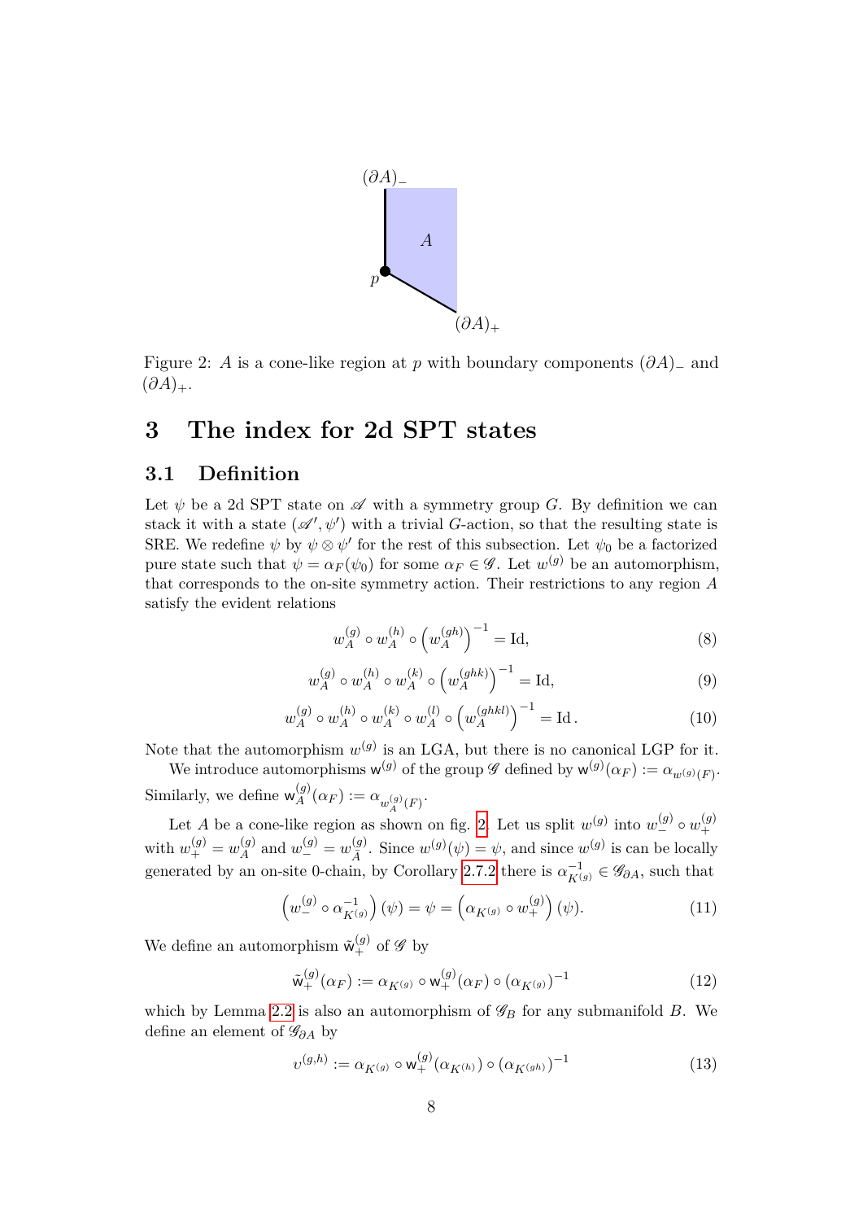Figure 2: $A$ is a cone-like region at $p$ with boundary components $(\partial A)_-$ and $(\partial A)_+$.

# 3 The index for 2d SPT states

## 3.1 Definition

Let $\psi$ be a 2d SPT state on $\mathscr{A}$ with a symmetry group $G$. By definition we can stack it with a state $(\mathscr{A}', \psi')$ with a trivial $G$-action, so that the resulting state is SRE. We redefine $\psi$ by $\psi \otimes \psi'$ for the rest of this subsection. Let $\psi_0$ be a factorized pure state such that $\psi = \alpha_F(\psi_0)$ for some $\alpha_F \in \mathscr{G}$. Let $w^{(g)}$ be an automorphism, that corresponds to the on-site symmetry action. Their restrictions to any region $A$ satisfy the evident relations

$$w_A^{(g)} \circ w_A^{(h)} \circ \left(w_A^{(gh)}\right)^{-1} = \mathrm{Id}, \tag{8}$$

$$w_A^{(g)} \circ w_A^{(h)} \circ w_A^{(k)} \circ \left(w_A^{(ghk)}\right)^{-1} = \mathrm{Id}, \tag{9}$$

$$w_A^{(g)} \circ w_A^{(h)} \circ w_A^{(k)} \circ w_A^{(l)} \circ \left(w_A^{(ghkl)}\right)^{-1} = \mathrm{Id}\,. \tag{10}$$

Note that the automorphism $w^{(g)}$ is an LGA, but there is no canonical LGP for it.

We introduce automorphisms $\mathsf{w}^{(g)}$ of the group $\mathscr{G}$ defined by $\mathsf{w}^{(g)}(\alpha_F) := \alpha_{w^{(g)}(F)}$. Similarly, we define $\mathsf{w}_A^{(g)}(\alpha_F) := \alpha_{w_A^{(g)}(F)}$.

Let $A$ be a cone-like region as shown on fig. 2. Let us split $w^{(g)}$ into $w_-^{(g)} \circ w_+^{(g)}$ with $w_+^{(g)} = w_A^{(g)}$ and $w_-^{(g)} = w_{\bar{A}}^{(g)}$. Since $w^{(g)}(\psi) = \psi$, and since $w^{(g)}$ is can be locally generated by an on-site 0-chain, by Corollary 2.7.2 there is $\alpha_{K^{(g)}}^{-1} \in \mathscr{G}_{\partial A}$, such that

$$\left(w_-^{(g)} \circ \alpha_{K^{(g)}}^{-1}\right)(\psi) = \psi = \left(\alpha_{K^{(g)}} \circ w_+^{(g)}\right)(\psi). \tag{11}$$

We define an automorphism $\tilde{\mathsf{w}}_+^{(g)}$ of $\mathscr{G}$ by

$$\tilde{\mathsf{w}}_+^{(g)}(\alpha_F) := \alpha_{K^{(g)}} \circ \mathsf{w}_+^{(g)}(\alpha_F) \circ (\alpha_{K^{(g)}})^{-1} \tag{12}$$

which by Lemma 2.2 is also an automorphism of $\mathscr{G}_B$ for any submanifold $B$. We define an element of $\mathscr{G}_{\partial A}$ by

$$\upsilon^{(g,h)} := \alpha_{K^{(g)}} \circ \mathsf{w}_+^{(g)}(\alpha_{K^{(h)}}) \circ (\alpha_{K^{(gh)}})^{-1} \tag{13}$$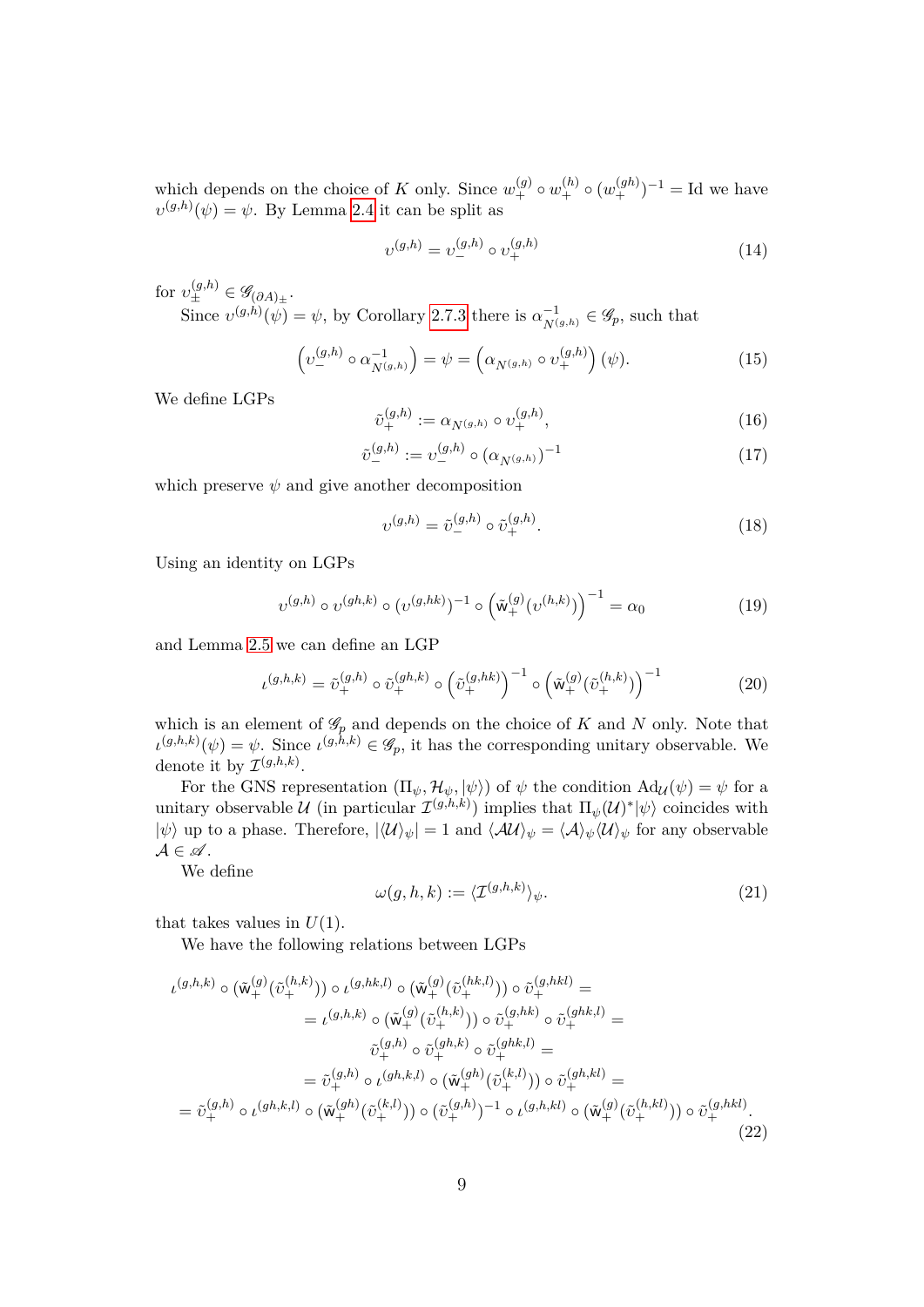which depends on the choice of $K$ only. Since $w_+^{(g)} \circ w_+^{(h)} \circ (w_+^{(gh)})^{-1} = \mathrm{Id}$ we have $\upsilon^{(g,h)}(\psi) = \psi$. By Lemma 2.4 it can be split as

$$\upsilon^{(g,h)} = \upsilon_-^{(g,h)} \circ \upsilon_+^{(g,h)} \tag{14}$$

for $\upsilon_\pm^{(g,h)} \in \mathscr{G}_{(\partial A)\pm}$.

Since $\upsilon^{(g,h)}(\psi) = \psi$, by Corollary 2.7.3 there is $\alpha_{N^{(g,h)}}^{-1} \in \mathscr{G}_p$, such that

$$\left(\upsilon_-^{(g,h)} \circ \alpha_{N^{(g,h)}}^{-1}\right) = \psi = \left(\alpha_{N^{(g,h)}} \circ \upsilon_+^{(g,h)}\right)(\psi). \tag{15}$$

We define LGPs

$$\tilde{\upsilon}_+^{(g,h)} := \alpha_{N^{(g,h)}} \circ \upsilon_+^{(g,h)}, \tag{16}$$

$$\tilde{\upsilon}_-^{(g,h)} := \upsilon_-^{(g,h)} \circ (\alpha_{N^{(g,h)}})^{-1} \tag{17}$$

which preserve $\psi$ and give another decomposition

$$\upsilon^{(g,h)} = \tilde{\upsilon}_-^{(g,h)} \circ \tilde{\upsilon}_+^{(g,h)}. \tag{18}$$

Using an identity on LGPs

$$\upsilon^{(g,h)} \circ \upsilon^{(gh,k)} \circ (\upsilon^{(g,hk)})^{-1} \circ \left(\tilde{\mathsf{w}}_+^{(g)}(\upsilon^{(h,k)})\right)^{-1} = \alpha_0 \tag{19}$$

and Lemma 2.5 we can define an LGP

$$\iota^{(g,h,k)} = \tilde{\upsilon}_+^{(g,h)} \circ \tilde{\upsilon}_+^{(gh,k)} \circ \left(\tilde{\upsilon}_+^{(g,hk)}\right)^{-1} \circ \left(\tilde{\mathsf{w}}_+^{(g)}(\tilde{\upsilon}_+^{(h,k)})\right)^{-1} \tag{20}$$

which is an element of $\mathscr{G}_p$ and depends on the choice of $K$ and $N$ only. Note that $\iota^{(g,h,k)}(\psi) = \psi$. Since $\iota^{(g,h,k)} \in \mathscr{G}_p$, it has the corresponding unitary observable. We denote it by $\mathcal{I}^{(g,h,k)}$.

For the GNS representation $(\Pi_\psi, \mathcal{H}_\psi, |\psi\rangle)$ of $\psi$ the condition $\mathrm{Ad}_{\mathcal{U}}(\psi) = \psi$ for a unitary observable $\mathcal{U}$ (in particular $\mathcal{I}^{(g,h,k)}$) implies that $\Pi_\psi(\mathcal{U})^*|\psi\rangle$ coincides with $|\psi\rangle$ up to a phase. Therefore, $|\langle \mathcal{U} \rangle_\psi| = 1$ and $\langle \mathcal{A}\mathcal{U} \rangle_\psi = \langle \mathcal{A} \rangle_\psi \langle \mathcal{U} \rangle_\psi$ for any observable $\mathcal{A} \in \mathscr{A}$.

We define

$$\omega(g,h,k) := \langle \mathcal{I}^{(g,h,k)} \rangle_\psi. \tag{21}$$

that takes values in $U(1)$.

We have the following relations between LGPs

$$\begin{aligned}
\iota^{(g,h,k)} \circ (\tilde{\mathsf{w}}_+^{(g)}(\tilde{\upsilon}_+^{(h,k)})) \circ \iota^{(g,hk,l)} \circ (\tilde{\mathsf{w}}_+^{(g)}(\tilde{\upsilon}_+^{(hk,l)})) \circ \tilde{\upsilon}_+^{(g,hkl)} = \\
= \iota^{(g,h,k)} \circ (\tilde{\mathsf{w}}_+^{(g)}(\tilde{\upsilon}_+^{(h,k)})) \circ \tilde{\upsilon}_+^{(g,hk)} \circ \tilde{\upsilon}_+^{(ghk,l)} = \\
\tilde{\upsilon}_+^{(g,h)} \circ \tilde{\upsilon}_+^{(gh,k)} \circ \tilde{\upsilon}_+^{(ghk,l)} = \\
= \tilde{\upsilon}_+^{(g,h)} \circ \iota^{(gh,k,l)} \circ (\tilde{\mathsf{w}}_+^{(gh)}(\tilde{\upsilon}_+^{(k,l)})) \circ \tilde{\upsilon}_+^{(gh,kl)} = \\
= \tilde{\upsilon}_+^{(g,h)} \circ \iota^{(gh,k,l)} \circ (\tilde{\mathsf{w}}_+^{(gh)}(\tilde{\upsilon}_+^{(k,l)})) \circ (\tilde{\upsilon}_+^{(g,h)})^{-1} \circ \iota^{(g,h,kl)} \circ (\tilde{\mathsf{w}}_+^{(g)}(\tilde{\upsilon}_+^{(h,kl)})) \circ \tilde{\upsilon}_+^{(g,hkl)}.
\end{aligned} \tag{22}$$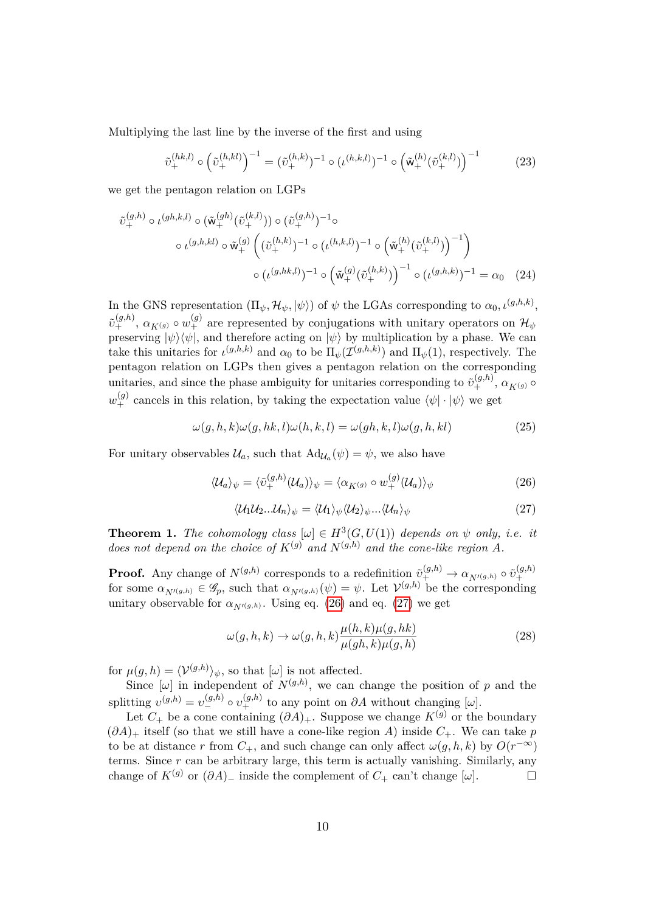Multiplying the last line by the inverse of the first and using

$$\tilde{\upsilon}_+^{(hk,l)} \circ \left(\tilde{\upsilon}_+^{(h,kl)}\right)^{-1} = (\tilde{\upsilon}_+^{(h,k)})^{-1} \circ (\iota^{(h,k,l)})^{-1} \circ \left(\tilde{\mathsf{w}}_+^{(h)}(\tilde{\upsilon}_+^{(k,l)})\right)^{-1} \tag{23}$$

we get the pentagon relation on LGPs

$$\begin{aligned}\tilde{\upsilon}_+^{(g,h)} \circ \iota^{(gh,k,l)} \circ (\tilde{\mathsf{w}}_+^{(gh)}(\tilde{\upsilon}_+^{(k,l)})) \circ (\tilde{\upsilon}_+^{(g,h)})^{-1} \circ \\ \circ\, \iota^{(g,h,kl)} \circ \tilde{\mathsf{w}}_+^{(g)} \left( (\tilde{\upsilon}_+^{(h,k)})^{-1} \circ (\iota^{(h,k,l)})^{-1} \circ \left(\tilde{\mathsf{w}}_+^{(h)}(\tilde{\upsilon}_+^{(k,l)})\right)^{-1} \right) \\ \circ\, (\iota^{(g,hk,l)})^{-1} \circ \left(\tilde{\mathsf{w}}_+^{(g)}(\tilde{\upsilon}_+^{(h,k)})\right)^{-1} \circ (\iota^{(g,h,k)})^{-1} = \alpha_0 \end{aligned} \tag{24}$$

In the GNS representation $(\Pi_\psi, \mathcal{H}_\psi, |\psi\rangle)$ of $\psi$ the LGAs corresponding to $\alpha_0, \iota^{(g,h,k)}$, $\tilde{\upsilon}_+^{(g,h)}$, $\alpha_{K^{(g)}} \circ w_+^{(g)}$ are represented by conjugations with unitary operators on $\mathcal{H}_\psi$ preserving $|\psi\rangle\langle\psi|$, and therefore acting on $|\psi\rangle$ by multiplication by a phase. We can take this unitaries for $\iota^{(g,h,k)}$ and $\alpha_0$ to be $\Pi_\psi(\mathcal{I}^{(g,h,k)})$ and $\Pi_\psi(1)$, respectively. The pentagon relation on LGPs then gives a pentagon relation on the corresponding unitaries, and since the phase ambiguity for unitaries corresponding to $\tilde{\upsilon}_+^{(g,h)}$, $\alpha_{K^{(g)}} \circ w_+^{(g)}$ cancels in this relation, by taking the expectation value $\langle\psi| \cdot |\psi\rangle$ we get

$$\omega(g,h,k)\omega(g,hk,l)\omega(h,k,l) = \omega(gh,k,l)\omega(g,h,kl) \tag{25}$$

For unitary observables $\mathcal{U}_a$, such that $\mathrm{Ad}_{\mathcal{U}_a}(\psi) = \psi$, we also have

$$\langle \mathcal{U}_a \rangle_\psi = \langle \tilde{\upsilon}_+^{(g,h)}(\mathcal{U}_a) \rangle_\psi = \langle \alpha_{K^{(g)}} \circ w_+^{(g)}(\mathcal{U}_a) \rangle_\psi \tag{26}$$

$$\langle \mathcal{U}_1 \mathcal{U}_2 ... \mathcal{U}_n \rangle_\psi = \langle \mathcal{U}_1 \rangle_\psi \langle \mathcal{U}_2 \rangle_\psi ... \langle \mathcal{U}_n \rangle_\psi \tag{27}$$

**Theorem 1.** *The cohomology class $[\omega] \in H^3(G, U(1))$ depends on $\psi$ only, i.e. it does not depend on the choice of $K^{(g)}$ and $N^{(g,h)}$ and the cone-like region $A$.*

**Proof.** Any change of $N^{(g,h)}$ corresponds to a redefinition $\tilde{\upsilon}_+^{(g,h)} \to \alpha_{N'^{(g,h)}} \circ \tilde{\upsilon}_+^{(g,h)}$ for some $\alpha_{N'^{(g,h)}} \in \mathscr{G}_p$, such that $\alpha_{N'^{(g,h)}}(\psi) = \psi$. Let $\mathcal{V}^{(g,h)}$ be the corresponding unitary observable for $\alpha_{N'^{(g,h)}}$. Using eq. (26) and eq. (27) we get

$$\omega(g,h,k) \to \omega(g,h,k) \frac{\mu(h,k)\mu(g,hk)}{\mu(gh,k)\mu(g,h)} \tag{28}$$

for $\mu(g,h) = \langle \mathcal{V}^{(g,h)} \rangle_\psi$, so that $[\omega]$ is not affected.

Since $[\omega]$ in independent of $N^{(g,h)}$, we can change the position of $p$ and the splitting $\upsilon^{(g,h)} = \upsilon_-^{(g,h)} \circ \upsilon_+^{(g,h)}$ to any point on $\partial A$ without changing $[\omega]$.

Let $C_+$ be a cone containing $(\partial A)_+$. Suppose we change $K^{(g)}$ or the boundary $(\partial A)_+$ itself (so that we still have a cone-like region $A$) inside $C_+$. We can take $p$ to be at distance $r$ from $C_+$, and such change can only affect $\omega(g,h,k)$ by $O(r^{-\infty})$ terms. Since $r$ can be arbitrary large, this term is actually vanishing. Similarly, any change of $K^{(g)}$ or $(\partial A)_-$ inside the complement of $C_+$ can't change $[\omega]$. $\square$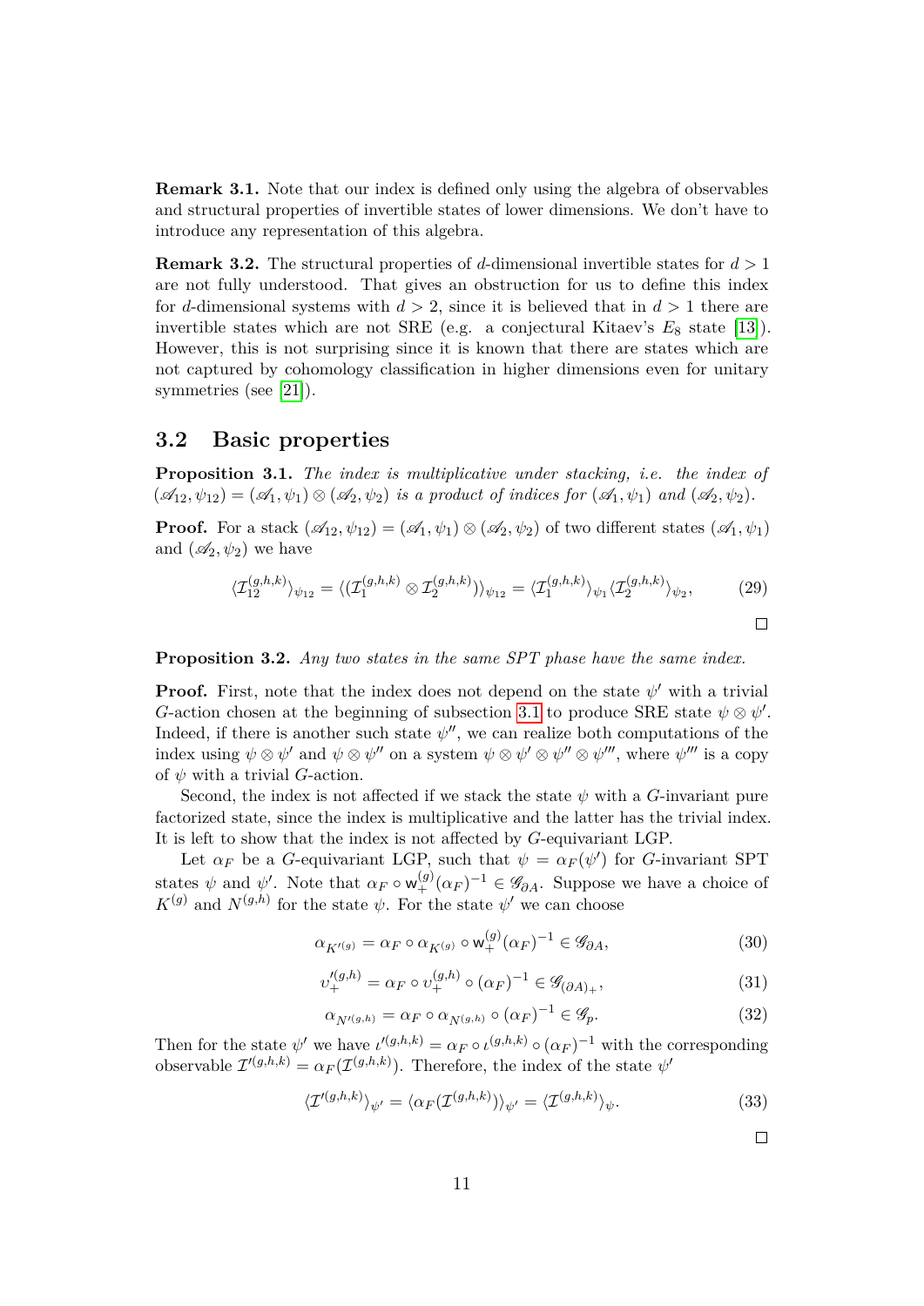**Remark 3.1.** Note that our index is defined only using the algebra of observables and structural properties of invertible states of lower dimensions. We don't have to introduce any representation of this algebra.

**Remark 3.2.** The structural properties of $d$-dimensional invertible states for $d > 1$ are not fully understood. That gives an obstruction for us to define this index for $d$-dimensional systems with $d > 2$, since it is believed that in $d > 1$ there are invertible states which are not SRE (e.g. a conjectural Kitaev's $E_8$ state [13]). However, this is not surprising since it is known that there are states which are not captured by cohomology classification in higher dimensions even for unitary symmetries (see [21]).

## 3.2 Basic properties

**Proposition 3.1.** *The index is multiplicative under stacking, i.e. the index of $(\mathscr{A}_{12}, \psi_{12}) = (\mathscr{A}_1, \psi_1) \otimes (\mathscr{A}_2, \psi_2)$ is a product of indices for $(\mathscr{A}_1, \psi_1)$ and $(\mathscr{A}_2, \psi_2)$.*

**Proof.** For a stack $(\mathscr{A}_{12}, \psi_{12}) = (\mathscr{A}_1, \psi_1) \otimes (\mathscr{A}_2, \psi_2)$ of two different states $(\mathscr{A}_1, \psi_1)$ and $(\mathscr{A}_2, \psi_2)$ we have

$$\langle \mathcal{I}_{12}^{(g,h,k)} \rangle_{\psi_{12}} = \langle (\mathcal{I}_1^{(g,h,k)} \otimes \mathcal{I}_2^{(g,h,k)}) \rangle_{\psi_{12}} = \langle \mathcal{I}_1^{(g,h,k)} \rangle_{\psi_1} \langle \mathcal{I}_2^{(g,h,k)} \rangle_{\psi_2}, \tag{29}$$

□

**Proposition 3.2.** *Any two states in the same SPT phase have the same index.*

**Proof.** First, note that the index does not depend on the state $\psi'$ with a trivial $G$-action chosen at the beginning of subsection 3.1 to produce SRE state $\psi \otimes \psi'$. Indeed, if there is another such state $\psi''$, we can realize both computations of the index using $\psi \otimes \psi'$ and $\psi \otimes \psi''$ on a system $\psi \otimes \psi' \otimes \psi'' \otimes \psi'''$, where $\psi'''$ is a copy of $\psi$ with a trivial $G$-action.

Second, the index is not affected if we stack the state $\psi$ with a $G$-invariant pure factorized state, since the index is multiplicative and the latter has the trivial index. It is left to show that the index is not affected by $G$-equivariant LGP.

Let $\alpha_F$ be a $G$-equivariant LGP, such that $\psi = \alpha_F(\psi')$ for $G$-invariant SPT states $\psi$ and $\psi'$. Note that $\alpha_F \circ \mathsf{w}_+^{(g)}(\alpha_F)^{-1} \in \mathscr{G}_{\partial A}$. Suppose we have a choice of $K^{(g)}$ and $N^{(g,h)}$ for the state $\psi$. For the state $\psi'$ we can choose

$$\alpha_{K'^{(g)}} = \alpha_F \circ \alpha_{K^{(g)}} \circ \mathsf{w}_+^{(g)}(\alpha_F)^{-1} \in \mathscr{G}_{\partial A}, \tag{30}$$

$$\upsilon_+'^{(g,h)} = \alpha_F \circ \upsilon_+^{(g,h)} \circ (\alpha_F)^{-1} \in \mathscr{G}_{(\partial A)_+}, \tag{31}$$

$$\alpha_{N'^{(g,h)}} = \alpha_F \circ \alpha_{N^{(g,h)}} \circ (\alpha_F)^{-1} \in \mathscr{G}_p. \tag{32}$$

Then for the state $\psi'$ we have $\iota'^{(g,h,k)} = \alpha_F \circ \iota^{(g,h,k)} \circ (\alpha_F)^{-1}$ with the corresponding observable $\mathcal{I}'^{(g,h,k)} = \alpha_F(\mathcal{I}^{(g,h,k)})$. Therefore, the index of the state $\psi'$

$$\langle \mathcal{I}'^{(g,h,k)} \rangle_{\psi'} = \langle \alpha_F(\mathcal{I}^{(g,h,k)}) \rangle_{\psi'} = \langle \mathcal{I}^{(g,h,k)} \rangle_{\psi}. \tag{33}$$

□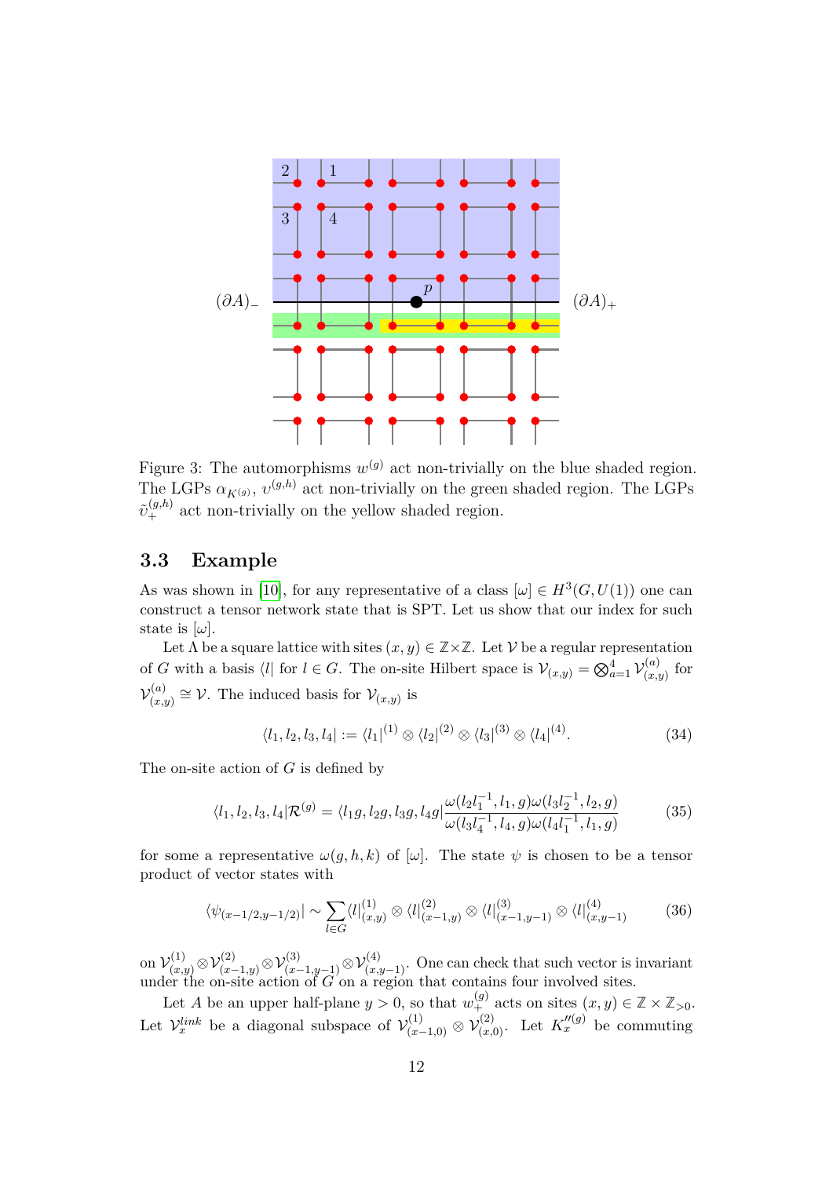Figure 3: The automorphisms $w^{(g)}$ act non-trivially on the blue shaded region. The LGPs $\alpha_{K^{(g)}}$, $\upsilon^{(g,h)}$ act non-trivially on the green shaded region. The LGPs $\tilde{\upsilon}_{+}^{(g,h)}$ act non-trivially on the yellow shaded region.

## 3.3 Example

As was shown in [10], for any representative of a class $[\omega] \in H^3(G, U(1))$ one can construct a tensor network state that is SPT. Let us show that our index for such state is $[\omega]$.

Let $\Lambda$ be a square lattice with sites $(x, y) \in \mathbb{Z}\times\mathbb{Z}$. Let $\mathcal{V}$ be a regular representation of $G$ with a basis $\langle l|$ for $l \in G$. The on-site Hilbert space is $\mathcal{V}_{(x,y)} = \bigotimes_{a=1}^{4} \mathcal{V}^{(a)}_{(x,y)}$ for $\mathcal{V}^{(a)}_{(x,y)} \cong \mathcal{V}$. The induced basis for $\mathcal{V}_{(x,y)}$ is

$$\langle l_1, l_2, l_3, l_4| := \langle l_1|^{(1)} \otimes \langle l_2|^{(2)} \otimes \langle l_3|^{(3)} \otimes \langle l_4|^{(4)}. \tag{34}$$

The on-site action of $G$ is defined by

$$\langle l_1, l_2, l_3, l_4|\mathcal{R}^{(g)} = \langle l_1 g, l_2 g, l_3 g, l_4 g| \frac{\omega(l_2 l_1^{-1}, l_1, g)\omega(l_3 l_2^{-1}, l_2, g)}{\omega(l_3 l_4^{-1}, l_4, g)\omega(l_4 l_1^{-1}, l_1, g)} \tag{35}$$

for some a representative $\omega(g, h, k)$ of $[\omega]$. The state $\psi$ is chosen to be a tensor product of vector states with

$$\langle \psi_{(x-1/2,y-1/2)}| \sim \sum_{l\in G} \langle l|^{(1)}_{(x,y)} \otimes \langle l|^{(2)}_{(x-1,y)} \otimes \langle l|^{(3)}_{(x-1,y-1)} \otimes \langle l|^{(4)}_{(x,y-1)} \tag{36}$$

on $\mathcal{V}^{(1)}_{(x,y)} \otimes \mathcal{V}^{(2)}_{(x-1,y)} \otimes \mathcal{V}^{(3)}_{(x-1,y-1)} \otimes \mathcal{V}^{(4)}_{(x,y-1)}$. One can check that such vector is invariant under the on-site action of $G$ on a region that contains four involved sites.

Let $A$ be an upper half-plane $y > 0$, so that $w^{(g)}_{+}$ acts on sites $(x, y) \in \mathbb{Z} \times \mathbb{Z}_{>0}$. Let $\mathcal{V}^{link}_{x}$ be a diagonal subspace of $\mathcal{V}^{(1)}_{(x-1,0)} \otimes \mathcal{V}^{(2)}_{(x,0)}$. Let $K''^{(g)}_{x}$ be commuting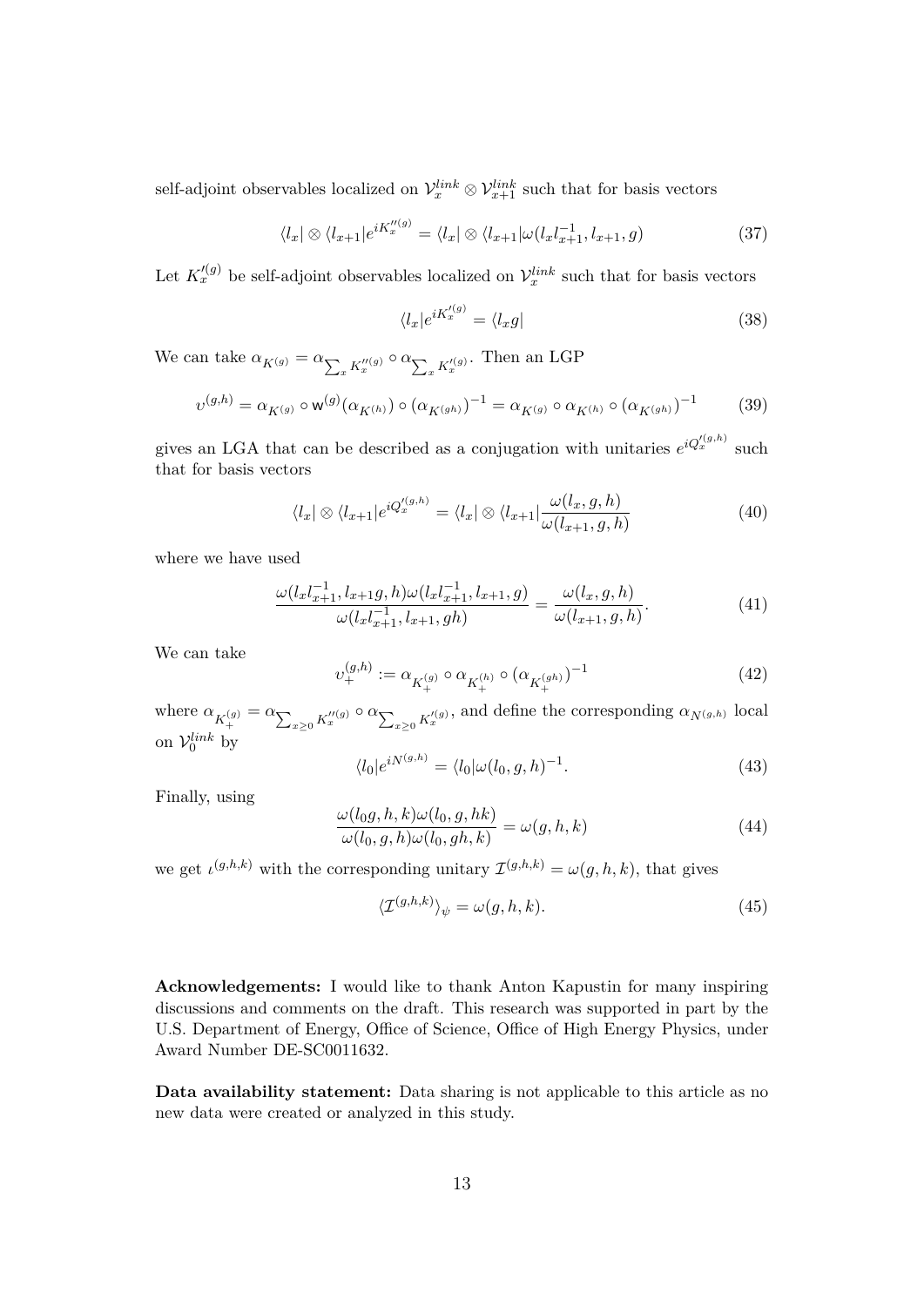self-adjoint observables localized on $\mathcal{V}_x^{link} \otimes \mathcal{V}_{x+1}^{link}$ such that for basis vectors

$$\langle l_x| \otimes \langle l_{x+1}| e^{iK_x''^{(g)}} = \langle l_x| \otimes \langle l_{x+1}| \omega(l_x l_{x+1}^{-1}, l_{x+1}, g) \tag{37}$$

Let $K_x'^{(g)}$ be self-adjoint observables localized on $\mathcal{V}_x^{link}$ such that for basis vectors

$$\langle l_x| e^{iK_x'^{(g)}} = \langle l_x g| \tag{38}$$

We can take $\alpha_{K^{(g)}} = \alpha_{\sum_x K_x''^{(g)}} \circ \alpha_{\sum_x K_x'^{(g)}}$. Then an LGP

$$\upsilon^{(g,h)} = \alpha_{K^{(g)}} \circ \mathsf{w}^{(g)}(\alpha_{K^{(h)}}) \circ (\alpha_{K^{(gh)}})^{-1} = \alpha_{K^{(g)}} \circ \alpha_{K^{(h)}} \circ (\alpha_{K^{(gh)}})^{-1} \tag{39}$$

gives an LGA that can be described as a conjugation with unitaries $e^{iQ_x'^{(g,h)}}$ such that for basis vectors

$$\langle l_x| \otimes \langle l_{x+1}| e^{iQ_x'^{(g,h)}} = \langle l_x| \otimes \langle l_{x+1}| \frac{\omega(l_x, g, h)}{\omega(l_{x+1}, g, h)} \tag{40}$$

where we have used

$$\frac{\omega(l_x l_{x+1}^{-1}, l_{x+1} g, h)\omega(l_x l_{x+1}^{-1}, l_{x+1}, g)}{\omega(l_x l_{x+1}^{-1}, l_{x+1}, gh)} = \frac{\omega(l_x, g, h)}{\omega(l_{x+1}, g, h)}. \tag{41}$$

We can take

$$\upsilon_+^{(g,h)} := \alpha_{K_+^{(g)}} \circ \alpha_{K_+^{(h)}} \circ (\alpha_{K_+^{(gh)}})^{-1} \tag{42}$$

where $\alpha_{K_+^{(g)}} = \alpha_{\sum_{x \geq 0} K_x''^{(g)}} \circ \alpha_{\sum_{x \geq 0} K_x'^{(g)}}$, and define the corresponding $\alpha_{N^{(g,h)}}$ local on $\mathcal{V}_0^{link}$ by

$$\langle l_0| e^{iN^{(g,h)}} = \langle l_0| \omega(l_0, g, h)^{-1}. \tag{43}$$

Finally, using

$$\frac{\omega(l_0 g, h, k)\omega(l_0, g, hk)}{\omega(l_0, g, h)\omega(l_0, gh, k)} = \omega(g, h, k) \tag{44}$$

we get $\iota^{(g,h,k)}$ with the corresponding unitary $\mathcal{I}^{(g,h,k)} = \omega(g, h, k)$, that gives

$$\langle \mathcal{I}^{(g,h,k)} \rangle_\psi = \omega(g, h, k). \tag{45}$$

**Acknowledgements:** I would like to thank Anton Kapustin for many inspiring discussions and comments on the draft. This research was supported in part by the U.S. Department of Energy, Office of Science, Office of High Energy Physics, under Award Number DE-SC0011632.

**Data availability statement:** Data sharing is not applicable to this article as no new data were created or analyzed in this study.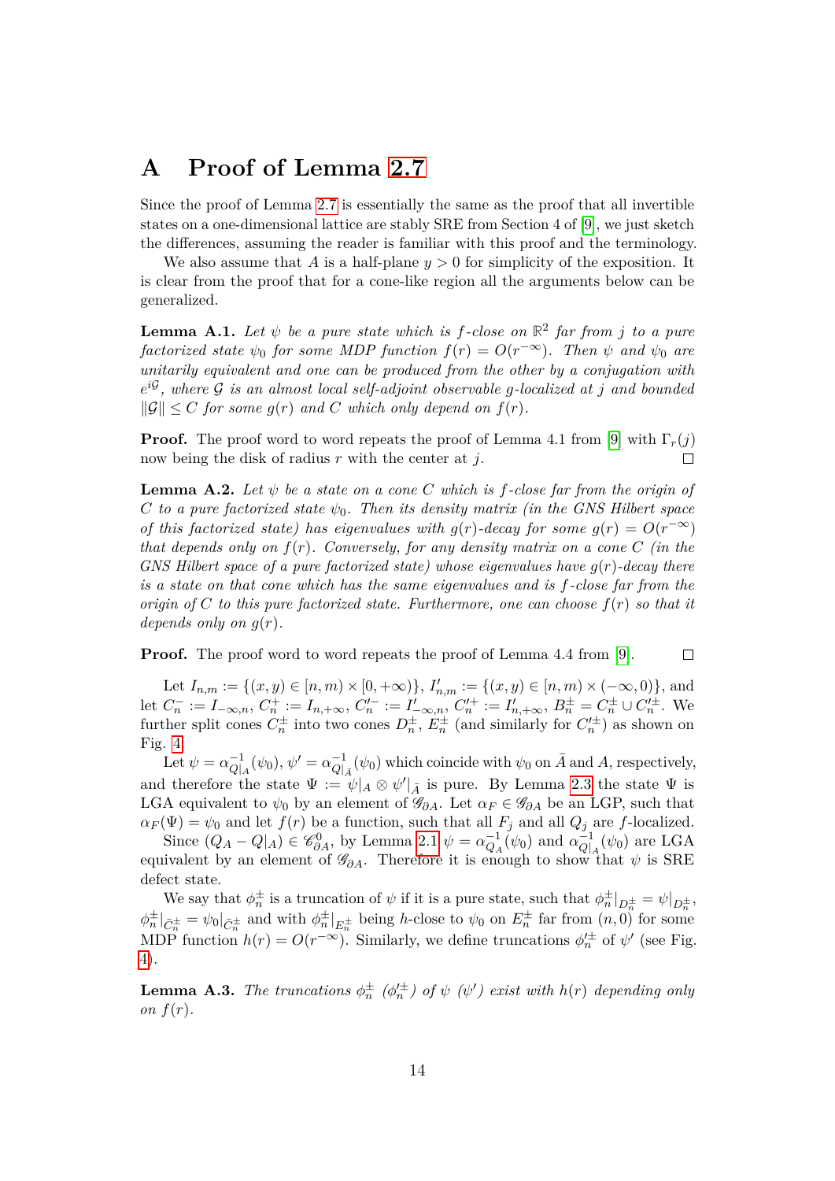# A Proof of Lemma 2.7

Since the proof of Lemma 2.7 is essentially the same as the proof that all invertible states on a one-dimensional lattice are stably SRE from Section 4 of [9], we just sketch the differences, assuming the reader is familiar with this proof and the terminology.

We also assume that $A$ is a half-plane $y > 0$ for simplicity of the exposition. It is clear from the proof that for a cone-like region all the arguments below can be generalized.

**Lemma A.1.** *Let $\psi$ be a pure state which is $f$-close on $\mathbb{R}^2$ far from $j$ to a pure factorized state $\psi_0$ for some MDP function $f(r) = O(r^{-\infty})$. Then $\psi$ and $\psi_0$ are unitarily equivalent and one can be produced from the other by a conjugation with $e^{i\mathcal{G}}$, where $\mathcal{G}$ is an almost local self-adjoint observable $g$-localized at $j$ and bounded $\|\mathcal{G}\| \leq C$ for some $g(r)$ and $C$ which only depend on $f(r)$.*

**Proof.** The proof word to word repeats the proof of Lemma 4.1 from [9] with $\Gamma_r(j)$ now being the disk of radius $r$ with the center at $j$. $\square$

**Lemma A.2.** *Let $\psi$ be a state on a cone $C$ which is $f$-close far from the origin of $C$ to a pure factorized state $\psi_0$. Then its density matrix (in the GNS Hilbert space of this factorized state) has eigenvalues with $g(r)$-decay for some $g(r) = O(r^{-\infty})$ that depends only on $f(r)$. Conversely, for any density matrix on a cone $C$ (in the GNS Hilbert space of a pure factorized state) whose eigenvalues have $g(r)$-decay there is a state on that cone which has the same eigenvalues and is $f$-close far from the origin of $C$ to this pure factorized state. Furthermore, one can choose $f(r)$ so that it depends only on $g(r)$.*

**Proof.** The proof word to word repeats the proof of Lemma 4.4 from [9]. $\square$

Let $I_{n,m} := \{(x, y) \in [n, m) \times [0, +\infty)\}$, $I'_{n,m} := \{(x, y) \in [n, m) \times (-\infty, 0)\}$, and let $C_n^- := I_{-\infty,n}$, $C_n^+ := I_{n,+\infty}$, $C_n'^- := I'_{-\infty,n}$, $C_n'^+ := I'_{n,+\infty}$, $B_n^\pm = C_n^\pm \cup C_n'^\pm$. We further split cones $C_n^\pm$ into two cones $D_n^\pm$, $E_n^\pm$ (and similarly for $C_n'^\pm$) as shown on Fig. 4.

Let $\psi = \alpha^{-1}_{Q|_A}(\psi_0)$, $\psi' = \alpha^{-1}_{Q|_{\bar{A}}}(\psi_0)$ which coincide with $\psi_0$ on $\bar{A}$ and $A$, respectively, and therefore the state $\Psi := \psi|_A \otimes \psi'|_{\bar{A}}$ is pure. By Lemma 2.3 the state $\Psi$ is LGA equivalent to $\psi_0$ by an element of $\mathscr{G}_{\partial A}$. Let $\alpha_F \in \mathscr{G}_{\partial A}$ be an LGP, such that $\alpha_F(\Psi) = \psi_0$ and let $f(r)$ be a function, such that all $F_j$ and all $Q_j$ are $f$-localized.

Since $(Q_A - Q|_A) \in \mathscr{C}^0_{\partial A}$, by Lemma 2.1 $\psi = \alpha^{-1}_{Q_A}(\psi_0)$ and $\alpha^{-1}_{Q|_A}(\psi_0)$ are LGA equivalent by an element of $\mathscr{G}_{\partial A}$. Therefore it is enough to show that $\psi$ is SRE defect state.

We say that $\phi_n^\pm$ is a truncation of $\psi$ if it is a pure state, such that $\phi_n^\pm|_{D_n^\pm} = \psi|_{D_n^\pm}$, $\phi_n^\pm|_{\bar{C}_n^\pm} = \psi_0|_{\bar{C}_n^\pm}$ and with $\phi_n^\pm|_{E_n^\pm}$ being $h$-close to $\psi_0$ on $E_n^\pm$ far from $(n, 0)$ for some MDP function $h(r) = O(r^{-\infty})$. Similarly, we define truncations $\phi_n'^\pm$ of $\psi'$ (see Fig. 4).

**Lemma A.3.** *The truncations $\phi_n^\pm$ ($\phi_n'^\pm$) of $\psi$ ($\psi'$) exist with $h(r)$ depending only on $f(r)$.*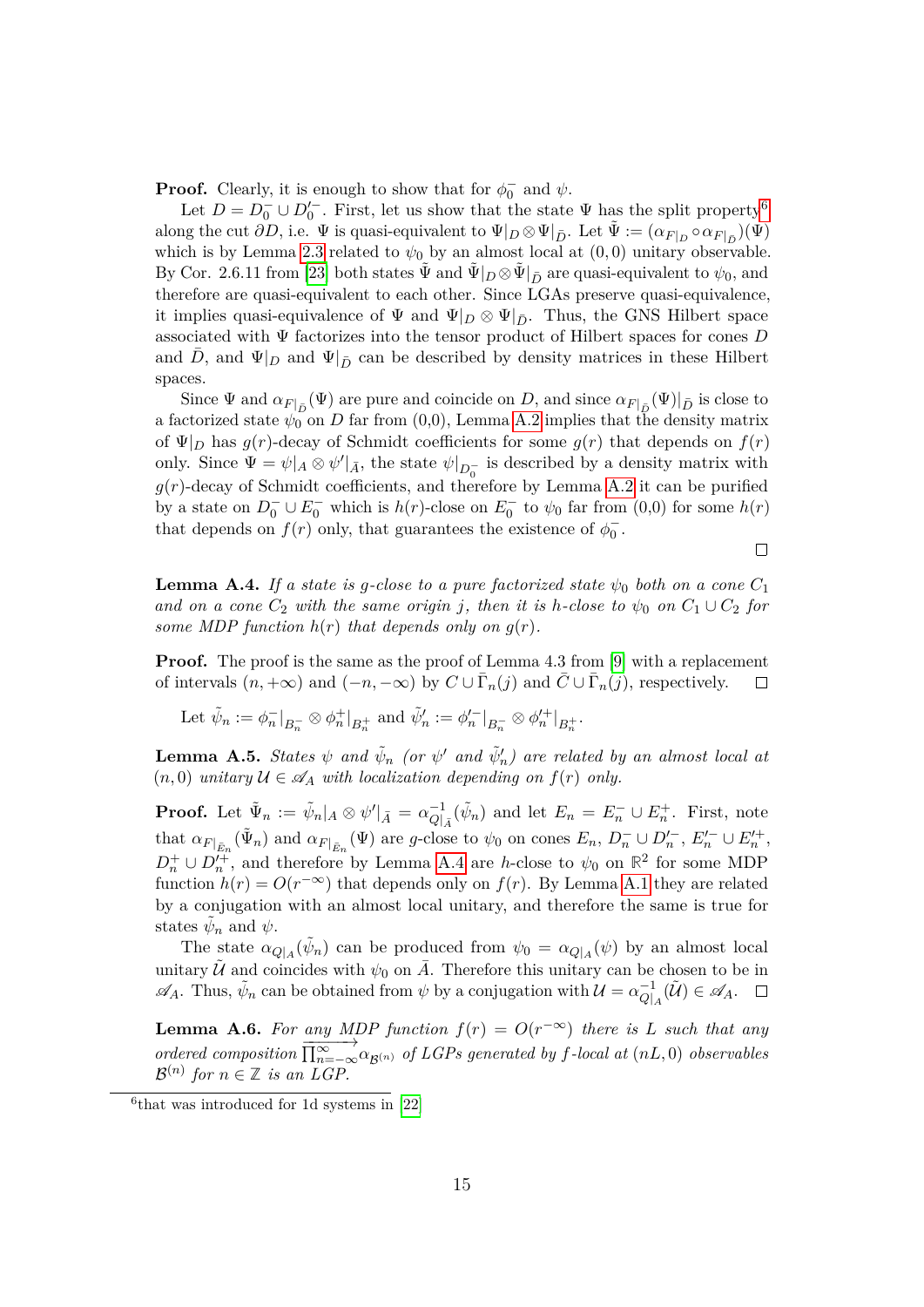**Proof.** Clearly, it is enough to show that for $\phi_0^-$ and $\psi$.

Let $D = D_0^- \cup D_0'^-$. First, let us show that the state $\Psi$ has the split property[6] along the cut $\partial D$, i.e. $\Psi$ is quasi-equivalent to $\Psi|_D \otimes \Psi|_{\bar{D}}$. Let $\tilde{\Psi} := (\alpha_{F|_D} \circ \alpha_{F|_{\bar{D}}})(\Psi)$ which is by Lemma 2.3 related to $\psi_0$ by an almost local at $(0,0)$ unitary observable. By Cor. 2.6.11 from [23] both states $\tilde{\Psi}$ and $\tilde{\Psi}|_D \otimes \tilde{\Psi}|_{\bar{D}}$ are quasi-equivalent to $\psi_0$, and therefore are quasi-equivalent to each other. Since LGAs preserve quasi-equivalence, it implies quasi-equivalence of $\Psi$ and $\Psi|_D \otimes \Psi|_{\bar{D}}$. Thus, the GNS Hilbert space associated with $\Psi$ factorizes into the tensor product of Hilbert spaces for cones $D$ and $\bar{D}$, and $\Psi|_D$ and $\Psi|_{\bar{D}}$ can be described by density matrices in these Hilbert spaces.

Since $\Psi$ and $\alpha_{F|_{\bar{D}}}(\Psi)$ are pure and coincide on $D$, and since $\alpha_{F|_{\bar{D}}}(\Psi)|_{\bar{D}}$ is close to a factorized state $\psi_0$ on $D$ far from (0,0), Lemma A.2 implies that the density matrix of $\Psi|_D$ has $g(r)$-decay of Schmidt coefficients for some $g(r)$ that depends on $f(r)$ only. Since $\Psi = \psi|_A \otimes \psi'|_{\bar{A}}$, the state $\psi|_{D_0^-}$ is described by a density matrix with $g(r)$-decay of Schmidt coefficients, and therefore by Lemma A.2 it can be purified by a state on $D_0^- \cup E_0^-$ which is $h(r)$-close on $E_0^-$ to $\psi_0$ far from (0,0) for some $h(r)$ that depends on $f(r)$ only, that guarantees the existence of $\phi_0^-$. $\square$

**Lemma A.4.** *If a state is $g$-close to a pure factorized state $\psi_0$ both on a cone $C_1$ and on a cone $C_2$ with the same origin $j$, then it is $h$-close to $\psi_0$ on $C_1 \cup C_2$ for some MDP function $h(r)$ that depends only on $g(r)$.*

**Proof.** The proof is the same as the proof of Lemma 4.3 from [9] with a replacement of intervals $(n, +\infty)$ and $(-n, -\infty)$ by $C \cup \bar{\Gamma}_n(j)$ and $\bar{C} \cup \bar{\Gamma}_n(j)$, respectively. $\square$

Let $\tilde{\psi}_n := \phi_n^-|_{B_n^-} \otimes \phi_n^+|_{B_n^+}$ and $\tilde{\psi}'_n := \phi_n'^-|_{B_n^-} \otimes \phi_n'^+|_{B_n^+}$.

**Lemma A.5.** *States $\psi$ and $\tilde{\psi}_n$ (or $\psi'$ and $\tilde{\psi}'_n$) are related by an almost local at $(n,0)$ unitary $\mathcal{U} \in \mathscr{A}_A$ with localization depending on $f(r)$ only.*

**Proof.** Let $\tilde{\Psi}_n := \tilde{\psi}_n|_A \otimes \psi'|_{\bar{A}} = \alpha^{-1}_{Q|_{\bar{A}}}(\tilde{\psi}_n)$ and let $E_n = E_n^- \cup E_n^+$. First, note that $\alpha_{F|_{\bar{E}_n}}(\tilde{\Psi}_n)$ and $\alpha_{F|_{\bar{E}_n}}(\Psi)$ are $g$-close to $\psi_0$ on cones $E_n$, $D_n^- \cup D_n'^-$, $E_n'^- \cup E_n'^+$, $D_n^+ \cup D_n'^+$, and therefore by Lemma A.4 are $h$-close to $\psi_0$ on $\mathbb{R}^2$ for some MDP function $h(r) = O(r^{-\infty})$ that depends only on $f(r)$. By Lemma A.1 they are related by a conjugation with an almost local unitary, and therefore the same is true for states $\tilde{\psi}_n$ and $\psi$.

The state $\alpha_{Q|_A}(\tilde{\psi}_n)$ can be produced from $\psi_0 = \alpha_{Q|_A}(\psi)$ by an almost local unitary $\tilde{\mathcal{U}}$ and coincides with $\psi_0$ on $\bar{A}$. Therefore this unitary can be chosen to be in $\mathscr{A}_A$. Thus, $\tilde{\psi}_n$ can be obtained from $\psi$ by a conjugation with $\mathcal{U} = \alpha^{-1}_{Q|_A}(\tilde{\mathcal{U}}) \in \mathscr{A}_A$. $\square$

**Lemma A.6.** *For any MDP function $f(r) = O(r^{-\infty})$ there is $L$ such that any ordered composition $\overrightarrow{\prod_{n=-\infty}^{\infty}} \alpha_{\mathcal{B}^{(n)}}$ of LGPs generated by $f$-local at $(nL, 0)$ observables $\mathcal{B}^{(n)}$ for $n \in \mathbb{Z}$ is an LGP.*

[6] that was introduced for 1d systems in [22]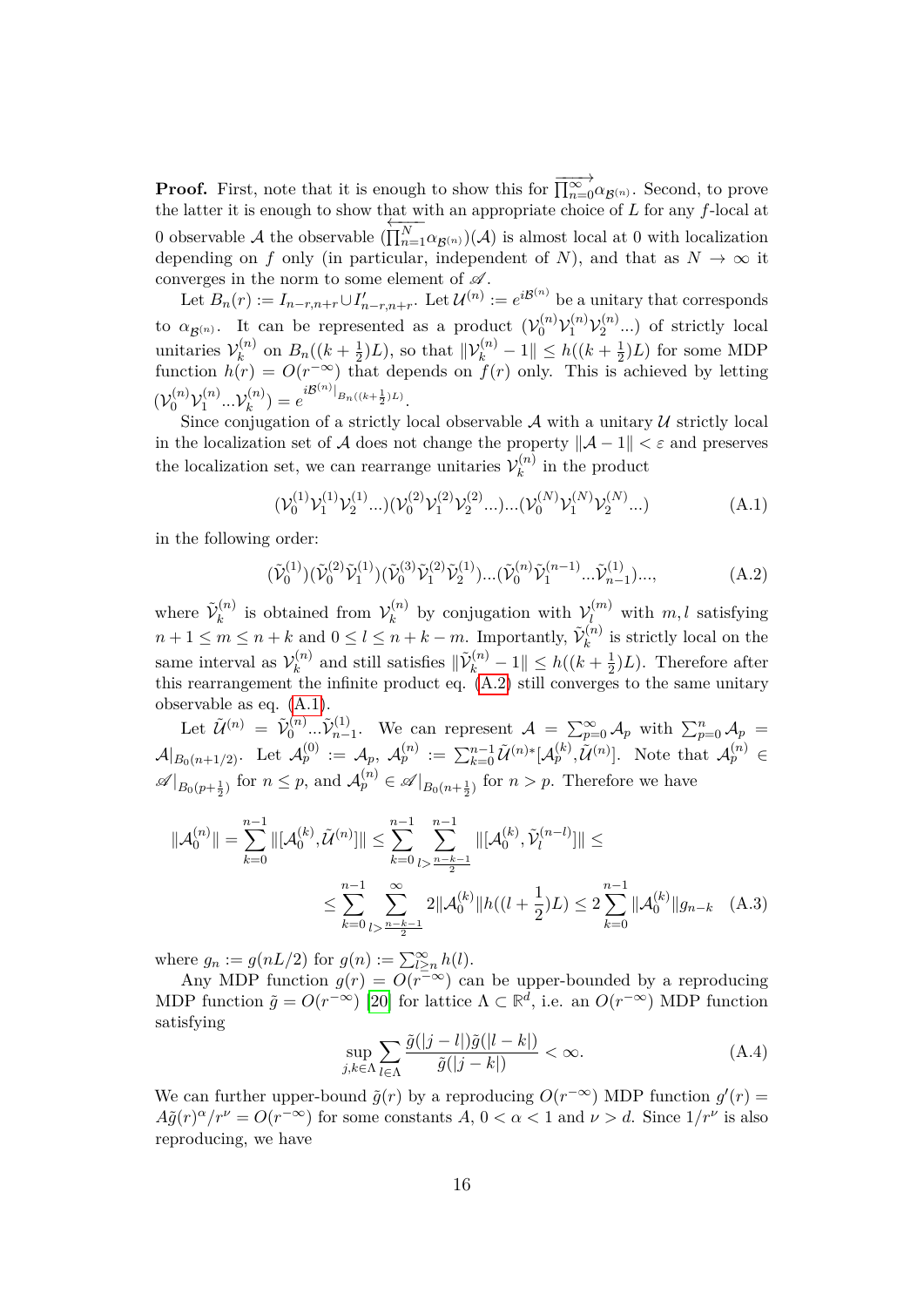**Proof.** First, note that it is enough to show this for $\overrightarrow{\prod_{n=0}^{\infty}}\alpha_{\mathcal{B}^{(n)}}$. Second, to prove the latter it is enough to show that with an appropriate choice of $L$ for any $f$-local at 0 observable $\mathcal{A}$ the observable $(\overleftarrow{\prod_{n=1}^{N}}\alpha_{\mathcal{B}^{(n)}})(\mathcal{A})$ is almost local at 0 with localization depending on $f$ only (in particular, independent of $N$), and that as $N \to \infty$ it converges in the norm to some element of $\mathscr{A}$.

Let $B_n(r) := I_{n-r,n+r} \cup I'_{n-r,n+r}$. Let $\mathcal{U}^{(n)} := e^{i\mathcal{B}^{(n)}}$ be a unitary that corresponds to $\alpha_{\mathcal{B}^{(n)}}$. It can be represented as a product $(\mathcal{V}_0^{(n)}\mathcal{V}_1^{(n)}\mathcal{V}_2^{(n)}...)$ of strictly local unitaries $\mathcal{V}_k^{(n)}$ on $B_n((k+\frac{1}{2})L)$, so that $\|\mathcal{V}_k^{(n)} - 1\| \leq h((k+\frac{1}{2})L)$ for some MDP function $h(r) = O(r^{-\infty})$ that depends on $f(r)$ only. This is achieved by letting $(\mathcal{V}_0^{(n)}\mathcal{V}_1^{(n)}...\mathcal{V}_k^{(n)}) = e^{i\mathcal{B}^{(n)}|_{B_n((k+\frac{1}{2})L)}}$.

Since conjugation of a strictly local observable $\mathcal{A}$ with a unitary $\mathcal{U}$ strictly local in the localization set of $\mathcal{A}$ does not change the property $\|\mathcal{A} - 1\| < \varepsilon$ and preserves the localization set, we can rearrange unitaries $\mathcal{V}_k^{(n)}$ in the product

$$(\mathcal{V}_0^{(1)}\mathcal{V}_1^{(1)}\mathcal{V}_2^{(1)}...)(\mathcal{V}_0^{(2)}\mathcal{V}_1^{(2)}\mathcal{V}_2^{(2)}...)...(\mathcal{V}_0^{(N)}\mathcal{V}_1^{(N)}\mathcal{V}_2^{(N)}...) \tag{A.1}$$

in the following order:

$$(\tilde{\mathcal{V}}_0^{(1)})(\tilde{\mathcal{V}}_0^{(2)}\tilde{\mathcal{V}}_1^{(1)})(\tilde{\mathcal{V}}_0^{(3)}\tilde{\mathcal{V}}_1^{(2)}\tilde{\mathcal{V}}_2^{(1)})...(\tilde{\mathcal{V}}_0^{(n)}\tilde{\mathcal{V}}_1^{(n-1)}...\tilde{\mathcal{V}}_{n-1}^{(1)})..., \tag{A.2}$$

where $\tilde{\mathcal{V}}_k^{(n)}$ is obtained from $\mathcal{V}_k^{(n)}$ by conjugation with $\mathcal{V}_l^{(m)}$ with $m, l$ satisfying $n+1 \leq m \leq n+k$ and $0 \leq l \leq n+k-m$. Importantly, $\tilde{\mathcal{V}}_k^{(n)}$ is strictly local on the same interval as $\mathcal{V}_k^{(n)}$ and still satisfies $\|\tilde{\mathcal{V}}_k^{(n)} - 1\| \leq h((k+\frac{1}{2})L)$. Therefore after this rearrangement the infinite product eq. (A.2) still converges to the same unitary observable as eq. (A.1).

Let $\tilde{\mathcal{U}}^{(n)} = \tilde{\mathcal{V}}_0^{(n)}...\tilde{\mathcal{V}}_{n-1}^{(1)}$. We can represent $\mathcal{A} = \sum_{p=0}^{\infty}\mathcal{A}_p$ with $\sum_{p=0}^{n}\mathcal{A}_p = \mathcal{A}|_{B_0(n+1/2)}$. Let $\mathcal{A}_p^{(0)} := \mathcal{A}_p$, $\mathcal{A}_p^{(n)} := \sum_{k=0}^{n-1}\tilde{\mathcal{U}}^{(n)*}[\mathcal{A}_p^{(k)}, \tilde{\mathcal{U}}^{(n)}]$. Note that $\mathcal{A}_p^{(n)} \in \mathscr{A}|_{B_0(p+\frac{1}{2})}$ for $n \leq p$, and $\mathcal{A}_p^{(n)} \in \mathscr{A}|_{B_0(n+\frac{1}{2})}$ for $n > p$. Therefore we have

$$\begin{aligned}
\|\mathcal{A}_0^{(n)}\| = \sum_{k=0}^{n-1}\|[\mathcal{A}_0^{(k)}, \tilde{\mathcal{U}}^{(n)}]\| \leq \sum_{k=0}^{n-1}\sum_{l>\frac{n-k-1}{2}}^{n-1}\|[\mathcal{A}_0^{(k)}, \tilde{\mathcal{V}}_l^{(n-l)}]\| \leq \\
\leq \sum_{k=0}^{n-1}\sum_{l>\frac{n-k-1}{2}}^{\infty} 2\|\mathcal{A}_0^{(k)}\|h((l+\frac{1}{2})L) \leq 2\sum_{k=0}^{n-1}\|\mathcal{A}_0^{(k)}\|g_{n-k}
\end{aligned} \tag{A.3}$$

where $g_n := g(nL/2)$ for $g(n) := \sum_{l \geq n}^{\infty} h(l)$.

Any MDP function $g(r) = O(r^{-\infty})$ can be upper-bounded by a reproducing MDP function $\tilde{g} = O(r^{-\infty})$ [20] for lattice $\Lambda \subset \mathbb{R}^d$, i.e. an $O(r^{-\infty})$ MDP function satisfying

$$\sup_{j,k \in \Lambda}\sum_{l \in \Lambda}\frac{\tilde{g}(|j-l|)\tilde{g}(|l-k|)}{\tilde{g}(|j-k|)} < \infty. \tag{A.4}$$

We can further upper-bound $\tilde{g}(r)$ by a reproducing $O(r^{-\infty})$ MDP function $g'(r) = A\tilde{g}(r)^{\alpha}/r^{\nu} = O(r^{-\infty})$ for some constants $A$, $0 < \alpha < 1$ and $\nu > d$. Since $1/r^{\nu}$ is also reproducing, we have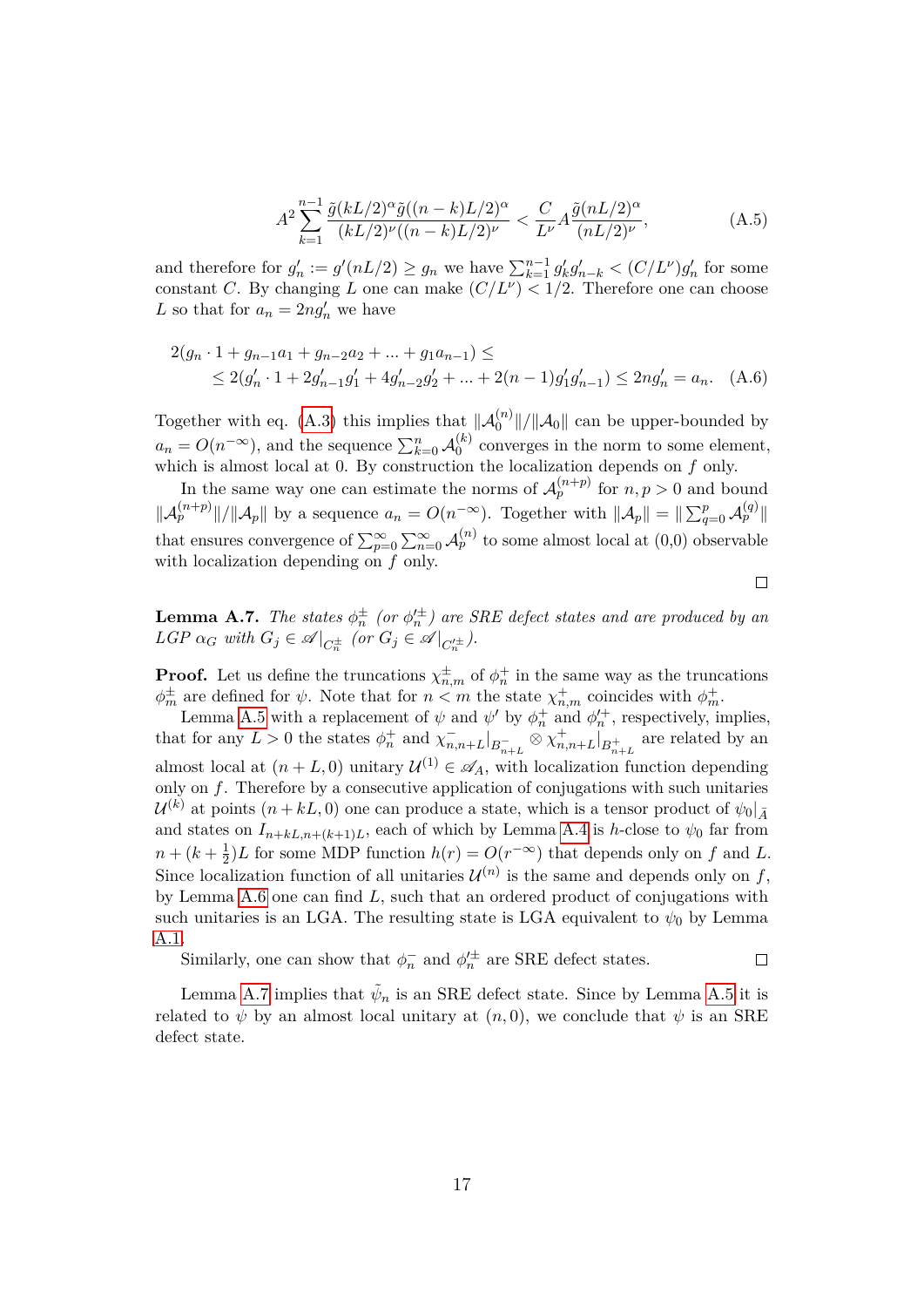$$A^2 \sum_{k=1}^{n-1} \frac{\tilde{g}(kL/2)^\alpha \tilde{g}((n-k)L/2)^\alpha}{(kL/2)^\nu ((n-k)L/2)^\nu} < \frac{C}{L^\nu} A \frac{\tilde{g}(nL/2)^\alpha}{(nL/2)^\nu}, \tag{A.5}$$

and therefore for $g'_n := g'(nL/2) \geq g_n$ we have $\sum_{k=1}^{n-1} g'_k g'_{n-k} < (C/L^\nu) g'_n$ for some constant $C$. By changing $L$ one can make $(C/L^\nu) < 1/2$. Therefore one can choose $L$ so that for $a_n = 2n g'_n$ we have

$$\begin{aligned} &2(g_n \cdot 1 + g_{n-1}a_1 + g_{n-2}a_2 + \ldots + g_1 a_{n-1}) \leq \\ &\quad \leq 2(g'_n \cdot 1 + 2g'_{n-1}g'_1 + 4g'_{n-2}g'_2 + \ldots + 2(n-1)g'_1 g'_{n-1}) \leq 2n g'_n = a_n. \end{aligned} \tag{A.6}$$

Together with eq. (A.3) this implies that $\|\mathcal{A}_0^{(n)}\|/\|\mathcal{A}_0\|$ can be upper-bounded by $a_n = O(n^{-\infty})$, and the sequence $\sum_{k=0}^{n} \mathcal{A}_0^{(k)}$ converges in the norm to some element, which is almost local at 0. By construction the localization depends on $f$ only.

In the same way one can estimate the norms of $\mathcal{A}_p^{(n+p)}$ for $n, p > 0$ and bound $\|\mathcal{A}_p^{(n+p)}\|/\|\mathcal{A}_p\|$ by a sequence $a_n = O(n^{-\infty})$. Together with $\|\mathcal{A}_p\| = \|\sum_{q=0}^{p} \mathcal{A}_p^{(q)}\|$ that ensures convergence of $\sum_{p=0}^{\infty}\sum_{n=0}^{\infty} \mathcal{A}_p^{(n)}$ to some almost local at (0,0) observable with localization depending on $f$ only.

□

**Lemma A.7.** *The states $\phi_n^\pm$ (or $\phi_n'^\pm$) are SRE defect states and are produced by an LGP $\alpha_G$ with $G_j \in \mathscr{A}|_{C_n^\pm}$ (or $G_j \in \mathscr{A}|_{C_n'^\pm}$).*

**Proof.** Let us define the truncations $\chi_{n,m}^\pm$ of $\phi_n^+$ in the same way as the truncations $\phi_m^\pm$ are defined for $\psi$. Note that for $n < m$ the state $\chi_{n,m}^+$ coincides with $\phi_m^+$.

Lemma A.5 with a replacement of $\psi$ and $\psi'$ by $\phi_n^+$ and $\phi_n'^+$, respectively, implies, that for any $L > 0$ the states $\phi_n^+$ and $\chi_{n,n+L}^-|_{B_{n+L}^-} \otimes \chi_{n,n+L}^+|_{B_{n+L}^+}$ are related by an almost local at $(n+L, 0)$ unitary $\mathcal{U}^{(1)} \in \mathscr{A}_A$, with localization function depending only on $f$. Therefore by a consecutive application of conjugations with such unitaries $\mathcal{U}^{(k)}$ at points $(n+kL, 0)$ one can produce a state, which is a tensor product of $\psi_0|_{\bar{A}}$ and states on $I_{n+kL,n+(k+1)L}$, each of which by Lemma A.4 is $h$-close to $\psi_0$ far from $n + (k + \frac{1}{2})L$ for some MDP function $h(r) = O(r^{-\infty})$ that depends only on $f$ and $L$. Since localization function of all unitaries $\mathcal{U}^{(n)}$ is the same and depends only on $f$, by Lemma A.6 one can find $L$, such that an ordered product of conjugations with such unitaries is an LGA. The resulting state is LGA equivalent to $\psi_0$ by Lemma A.1.

Similarly, one can show that $\phi_n^-$ and $\phi_n'^\pm$ are SRE defect states. □

Lemma A.7 implies that $\tilde{\psi}_n$ is an SRE defect state. Since by Lemma A.5 it is related to $\psi$ by an almost local unitary at $(n, 0)$, we conclude that $\psi$ is an SRE defect state.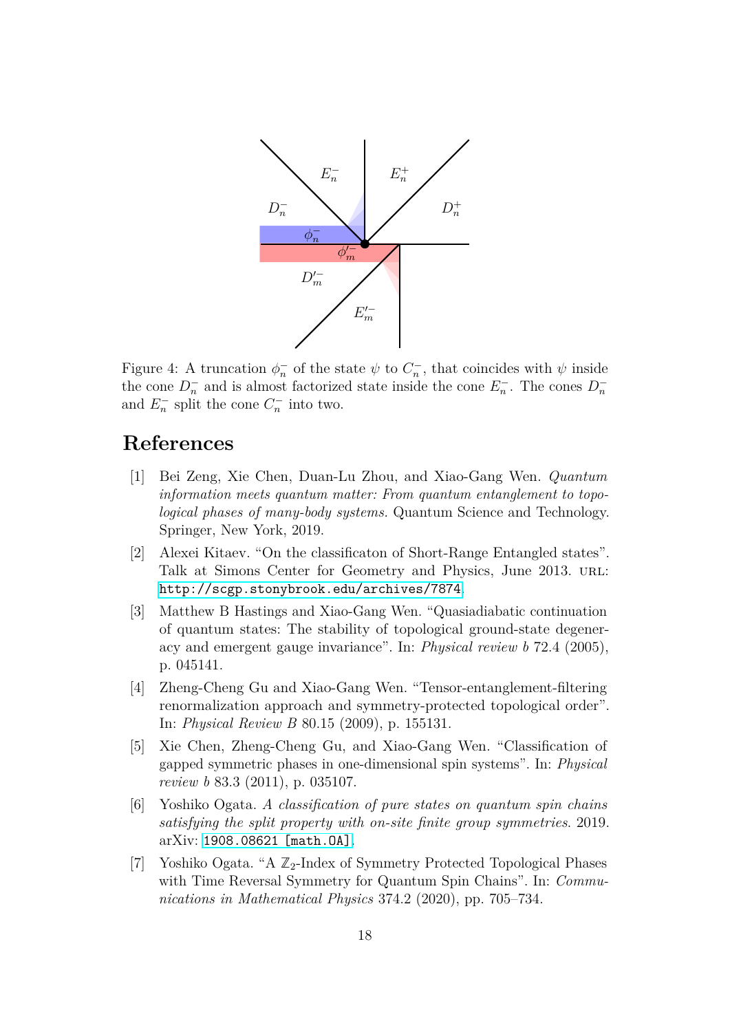Figure 4: A truncation $\phi_n^-$ of the state $\psi$ to $C_n^-$, that coincides with $\psi$ inside the cone $D_n^-$ and is almost factorized state inside the cone $E_n^-$. The cones $D_n^-$ and $E_n^-$ split the cone $C_n^-$ into two.

# References

[1] Bei Zeng, Xie Chen, Duan-Lu Zhou, and Xiao-Gang Wen. *Quantum information meets quantum matter: From quantum entanglement to topological phases of many-body systems.* Quantum Science and Technology. Springer, New York, 2019.

[2] Alexei Kitaev. "On the classificaton of Short-Range Entangled states". Talk at Simons Center for Geometry and Physics, June 2013. URL: `http://scgp.stonybrook.edu/archives/7874`.

[3] Matthew B Hastings and Xiao-Gang Wen. "Quasiadiabatic continuation of quantum states: The stability of topological ground-state degeneracy and emergent gauge invariance". In: *Physical review b* 72.4 (2005), p. 045141.

[4] Zheng-Cheng Gu and Xiao-Gang Wen. "Tensor-entanglement-filtering renormalization approach and symmetry-protected topological order". In: *Physical Review B* 80.15 (2009), p. 155131.

[5] Xie Chen, Zheng-Cheng Gu, and Xiao-Gang Wen. "Classification of gapped symmetric phases in one-dimensional spin systems". In: *Physical review b* 83.3 (2011), p. 035107.

[6] Yoshiko Ogata. *A classification of pure states on quantum spin chains satisfying the split property with on-site finite group symmetries.* 2019. arXiv: `1908.08621 [math.OA]`.

[7] Yoshiko Ogata. "A $\mathbb{Z}_2$-Index of Symmetry Protected Topological Phases with Time Reversal Symmetry for Quantum Spin Chains". In: *Communications in Mathematical Physics* 374.2 (2020), pp. 705–734.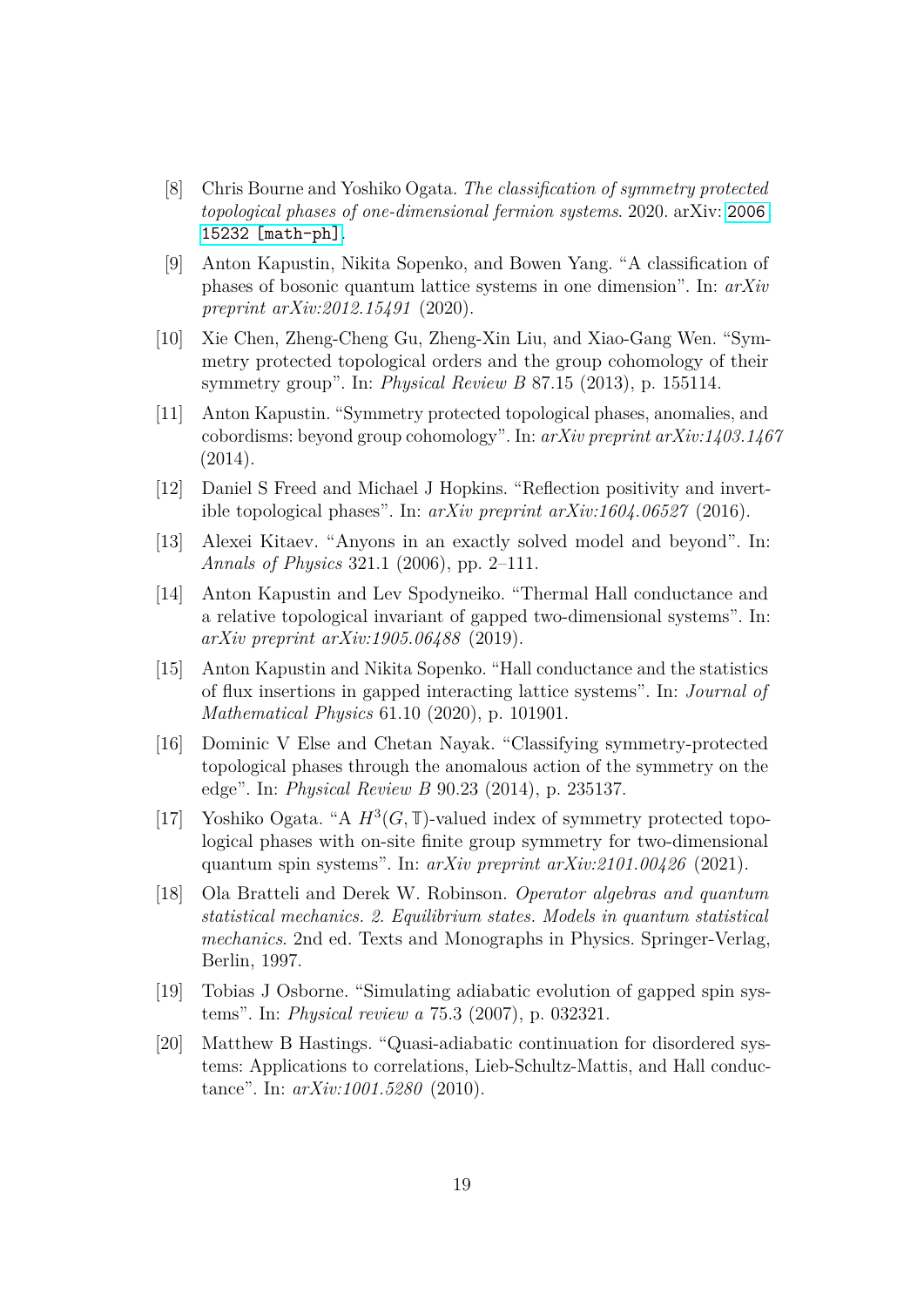[8] Chris Bourne and Yoshiko Ogata. *The classification of symmetry protected topological phases of one-dimensional fermion systems*. 2020. arXiv: 2006.15232 [math-ph].

[9] Anton Kapustin, Nikita Sopenko, and Bowen Yang. "A classification of phases of bosonic quantum lattice systems in one dimension". In: *arXiv preprint arXiv:2012.15491* (2020).

[10] Xie Chen, Zheng-Cheng Gu, Zheng-Xin Liu, and Xiao-Gang Wen. "Symmetry protected topological orders and the group cohomology of their symmetry group". In: *Physical Review B* 87.15 (2013), p. 155114.

[11] Anton Kapustin. "Symmetry protected topological phases, anomalies, and cobordisms: beyond group cohomology". In: *arXiv preprint arXiv:1403.1467* (2014).

[12] Daniel S Freed and Michael J Hopkins. "Reflection positivity and invertible topological phases". In: *arXiv preprint arXiv:1604.06527* (2016).

[13] Alexei Kitaev. "Anyons in an exactly solved model and beyond". In: *Annals of Physics* 321.1 (2006), pp. 2–111.

[14] Anton Kapustin and Lev Spodyneiko. "Thermal Hall conductance and a relative topological invariant of gapped two-dimensional systems". In: *arXiv preprint arXiv:1905.06488* (2019).

[15] Anton Kapustin and Nikita Sopenko. "Hall conductance and the statistics of flux insertions in gapped interacting lattice systems". In: *Journal of Mathematical Physics* 61.10 (2020), p. 101901.

[16] Dominic V Else and Chetan Nayak. "Classifying symmetry-protected topological phases through the anomalous action of the symmetry on the edge". In: *Physical Review B* 90.23 (2014), p. 235137.

[17] Yoshiko Ogata. "A $H^3(G, \mathbb{T})$-valued index of symmetry protected topological phases with on-site finite group symmetry for two-dimensional quantum spin systems". In: *arXiv preprint arXiv:2101.00426* (2021).

[18] Ola Bratteli and Derek W. Robinson. *Operator algebras and quantum statistical mechanics. 2. Equilibrium states. Models in quantum statistical mechanics*. 2nd ed. Texts and Monographs in Physics. Springer-Verlag, Berlin, 1997.

[19] Tobias J Osborne. "Simulating adiabatic evolution of gapped spin systems". In: *Physical review a* 75.3 (2007), p. 032321.

[20] Matthew B Hastings. "Quasi-adiabatic continuation for disordered systems: Applications to correlations, Lieb-Schultz-Mattis, and Hall conductance". In: *arXiv:1001.5280* (2010).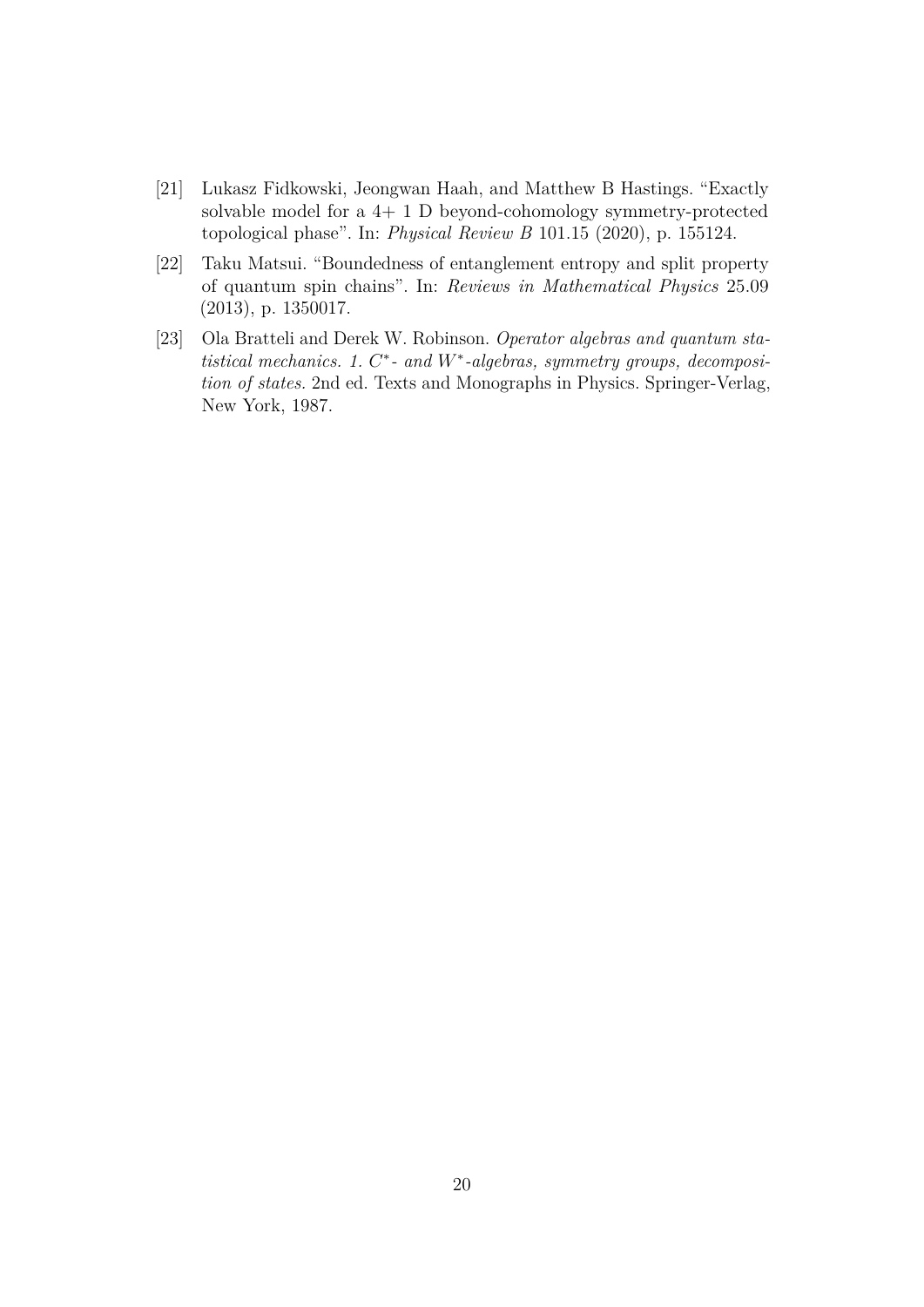[21] Lukasz Fidkowski, Jeongwan Haah, and Matthew B Hastings. "Exactly solvable model for a 4+ 1 D beyond-cohomology symmetry-protected topological phase". In: *Physical Review B* 101.15 (2020), p. 155124.

[22] Taku Matsui. "Boundedness of entanglement entropy and split property of quantum spin chains". In: *Reviews in Mathematical Physics* 25.09 (2013), p. 1350017.

[23] Ola Bratteli and Derek W. Robinson. *Operator algebras and quantum statistical mechanics. 1. $C^*$- and $W^*$-algebras, symmetry groups, decomposition of states.* 2nd ed. Texts and Monographs in Physics. Springer-Verlag, New York, 1987.